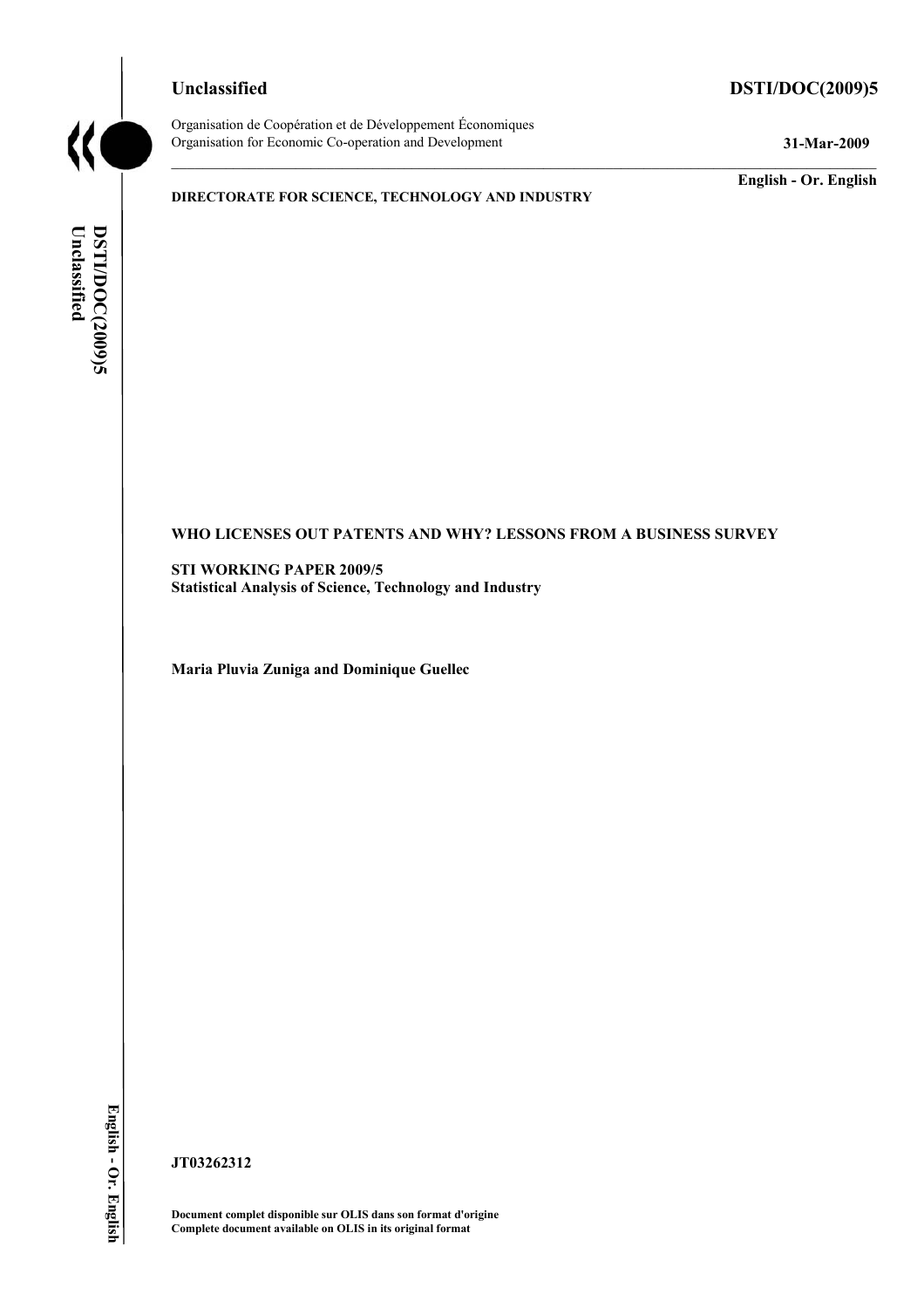**Unclassified** **DSTI/DOC(2009)5**

Organisation de Coopération et de Développement Économiques
Organisation for Economic Co-operation and Development **31-Mar-2009**

**English - Or. English**

**DIRECTORATE FOR SCIENCE, TECHNOLOGY AND INDUSTRY**

**WHO LICENSES OUT PATENTS AND WHY? LESSONS FROM A BUSINESS SURVEY**

**STI WORKING PAPER 2009/5**
**Statistical Analysis of Science, Technology and Industry**

**Maria Pluvia Zuniga and Dominique Guellec**

**JT03262312**

**Document complet disponible sur OLIS dans son format d'origine**
**Complete document available on OLIS in its original format**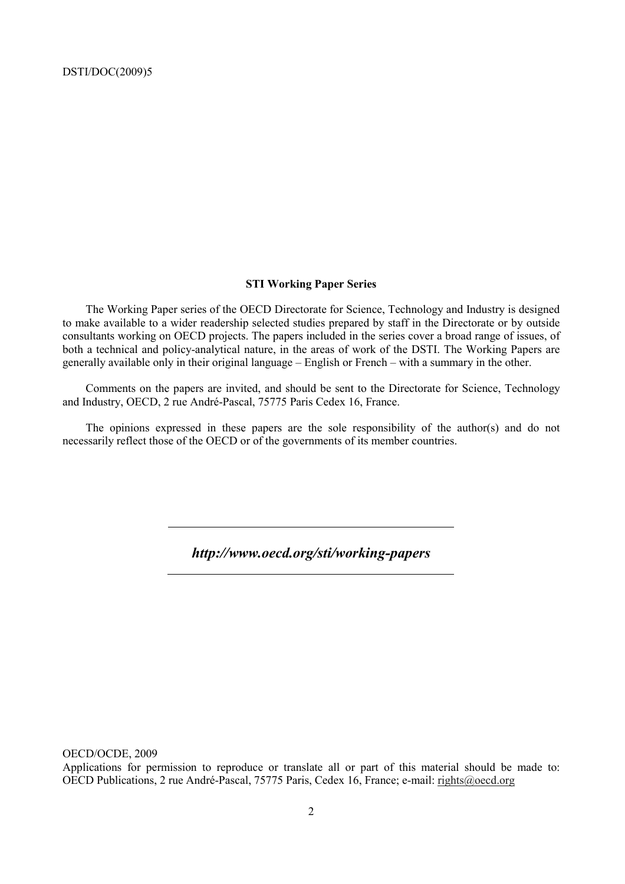**STI Working Paper Series**

The Working Paper series of the OECD Directorate for Science, Technology and Industry is designed to make available to a wider readership selected studies prepared by staff in the Directorate or by outside consultants working on OECD projects. The papers included in the series cover a broad range of issues, of both a technical and policy-analytical nature, in the areas of work of the DSTI. The Working Papers are generally available only in their original language – English or French – with a summary in the other.

Comments on the papers are invited, and should be sent to the Directorate for Science, Technology and Industry, OECD, 2 rue André-Pascal, 75775 Paris Cedex 16, France.

The opinions expressed in these papers are the sole responsibility of the author(s) and do not necessarily reflect those of the OECD or of the governments of its member countries.

---

***http://www.oecd.org/sti/working-papers***

---

OECD/OCDE, 2009

Applications for permission to reproduce or translate all or part of this material should be made to: OECD Publications, 2 rue André-Pascal, 75775 Paris, Cedex 16, France; e-mail: rights@oecd.org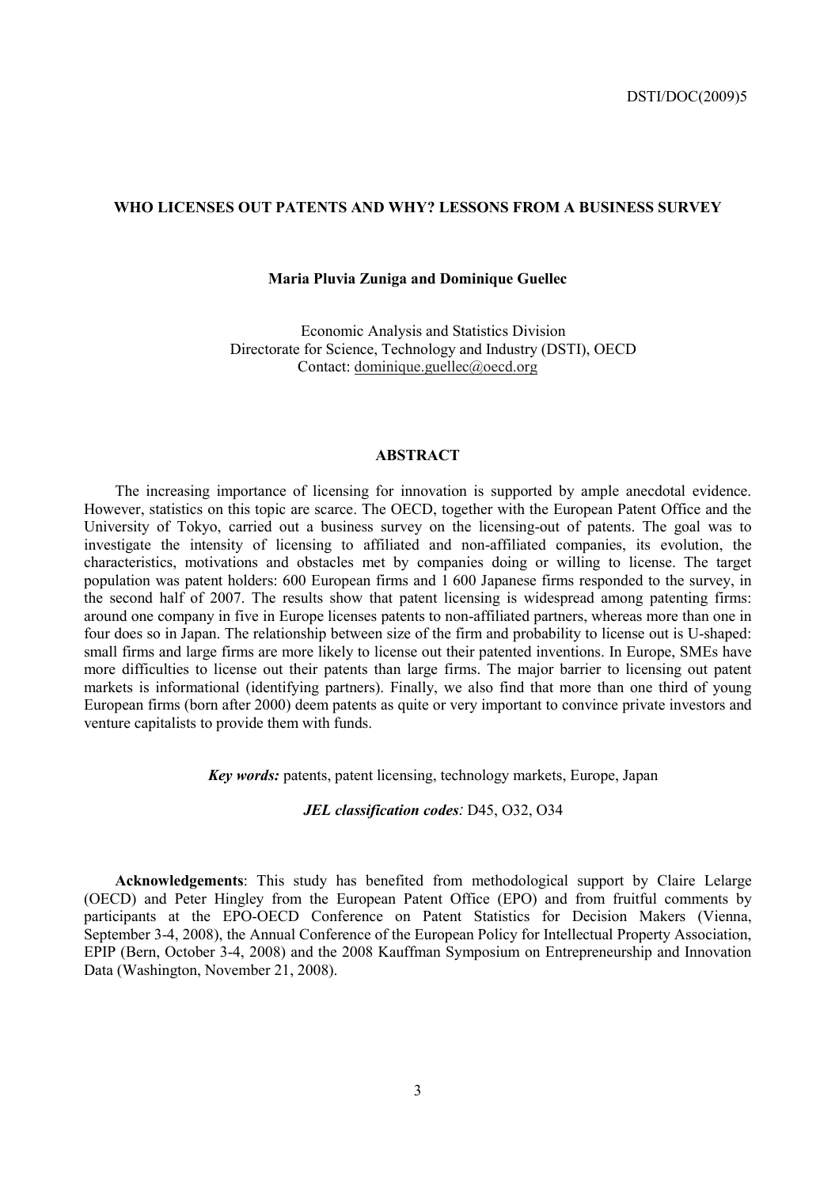# WHO LICENSES OUT PATENTS AND WHY? LESSONS FROM A BUSINESS SURVEY

**Maria Pluvia Zuniga and Dominique Guellec**

Economic Analysis and Statistics Division
Directorate for Science, Technology and Industry (DSTI), OECD
Contact: dominique.guellec@oecd.org

## ABSTRACT

The increasing importance of licensing for innovation is supported by ample anecdotal evidence. However, statistics on this topic are scarce. The OECD, together with the European Patent Office and the University of Tokyo, carried out a business survey on the licensing-out of patents. The goal was to investigate the intensity of licensing to affiliated and non-affiliated companies, its evolution, the characteristics, motivations and obstacles met by companies doing or willing to license. The target population was patent holders: 600 European firms and 1 600 Japanese firms responded to the survey, in the second half of 2007. The results show that patent licensing is widespread among patenting firms: around one company in five in Europe licenses patents to non-affiliated partners, whereas more than one in four does so in Japan. The relationship between size of the firm and probability to license out is U-shaped: small firms and large firms are more likely to license out their patented inventions. In Europe, SMEs have more difficulties to license out their patents than large firms. The major barrier to licensing out patent markets is informational (identifying partners). Finally, we also find that more than one third of young European firms (born after 2000) deem patents as quite or very important to convince private investors and venture capitalists to provide them with funds.

***Key words:*** patents, patent licensing, technology markets, Europe, Japan

***JEL classification codes**:* D45, O32, O34

**Acknowledgements**: This study has benefited from methodological support by Claire Lelarge (OECD) and Peter Hingley from the European Patent Office (EPO) and from fruitful comments by participants at the EPO-OECD Conference on Patent Statistics for Decision Makers (Vienna, September 3-4, 2008), the Annual Conference of the European Policy for Intellectual Property Association, EPIP (Bern, October 3-4, 2008) and the 2008 Kauffman Symposium on Entrepreneurship and Innovation Data (Washington, November 21, 2008).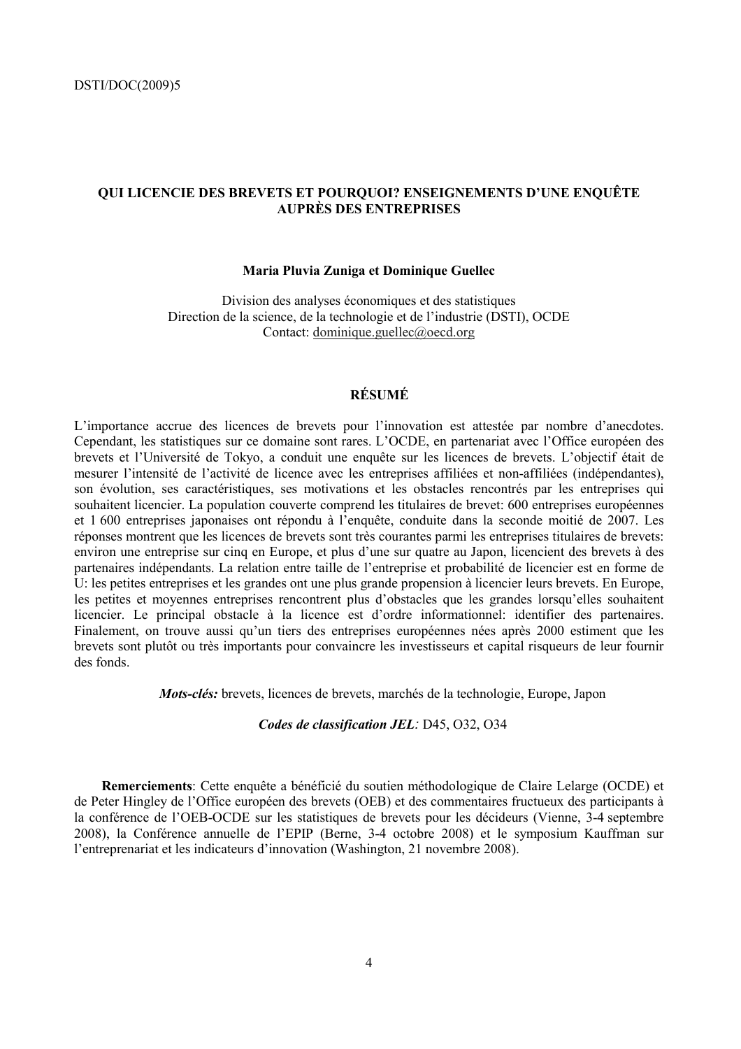# QUI LICENCIE DES BREVETS ET POURQUOI? ENSEIGNEMENTS D'UNE ENQUÊTE AUPRÈS DES ENTREPRISES

**Maria Pluvia Zuniga et Dominique Guellec**

Division des analyses économiques et des statistiques
Direction de la science, de la technologie et de l'industrie (DSTI), OCDE
Contact: dominique.guellec@oecd.org

## RÉSUMÉ

L'importance accrue des licences de brevets pour l'innovation est attestée par nombre d'anecdotes. Cependant, les statistiques sur ce domaine sont rares. L'OCDE, en partenariat avec l'Office européen des brevets et l'Université de Tokyo, a conduit une enquête sur les licences de brevets. L'objectif était de mesurer l'intensité de l'activité de licence avec les entreprises affiliées et non-affiliées (indépendantes), son évolution, ses caractéristiques, ses motivations et les obstacles rencontrés par les entreprises qui souhaitent licencier. La population couverte comprend les titulaires de brevet: 600 entreprises européennes et 1 600 entreprises japonaises ont répondu à l'enquête, conduite dans la seconde moitié de 2007. Les réponses montrent que les licences de brevets sont très courantes parmi les entreprises titulaires de brevets: environ une entreprise sur cinq en Europe, et plus d'une sur quatre au Japon, licencient des brevets à des partenaires indépendants. La relation entre taille de l'entreprise et probabilité de licencier est en forme de U: les petites entreprises et les grandes ont une plus grande propension à licencier leurs brevets. En Europe, les petites et moyennes entreprises rencontrent plus d'obstacles que les grandes lorsqu'elles souhaitent licencier. Le principal obstacle à la licence est d'ordre informationnel: identifier des partenaires. Finalement, on trouve aussi qu'un tiers des entreprises européennes nées après 2000 estiment que les brevets sont plutôt ou très importants pour convaincre les investisseurs et capital risqueurs de leur fournir des fonds.

***Mots-clés:*** brevets, licences de brevets, marchés de la technologie, Europe, Japon

***Codes de classification JEL**:* D45, O32, O34

**Remerciements**: Cette enquête a bénéficié du soutien méthodologique de Claire Lelarge (OCDE) et de Peter Hingley de l'Office européen des brevets (OEB) et des commentaires fructueux des participants à la conférence de l'OEB-OCDE sur les statistiques de brevets pour les décideurs (Vienne, 3-4 septembre 2008), la Conférence annuelle de l'EPIP (Berne, 3-4 octobre 2008) et le symposium Kauffman sur l'entreprenariat et les indicateurs d'innovation (Washington, 21 novembre 2008).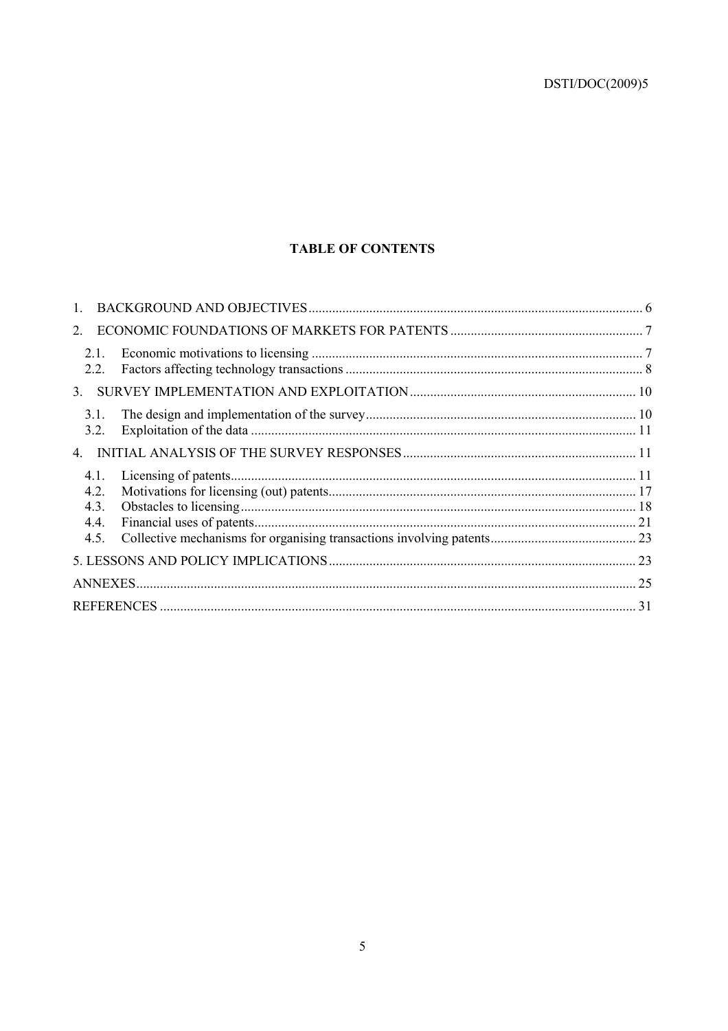**TABLE OF CONTENTS**

1. BACKGROUND AND OBJECTIVES .......... 6
2. ECONOMIC FOUNDATIONS OF MARKETS FOR PATENTS .......... 7
   - 2.1. Economic motivations to licensing .......... 7
   - 2.2. Factors affecting technology transactions .......... 8
3. SURVEY IMPLEMENTATION AND EXPLOITATION .......... 10
   - 3.1. The design and implementation of the survey .......... 10
   - 3.2. Exploitation of the data .......... 11
4. INITIAL ANALYSIS OF THE SURVEY RESPONSES .......... 11
   - 4.1. Licensing of patents .......... 11
   - 4.2. Motivations for licensing (out) patents .......... 17
   - 4.3. Obstacles to licensing .......... 18
   - 4.4. Financial uses of patents .......... 21
   - 4.5. Collective mechanisms for organising transactions involving patents .......... 23

5. LESSONS AND POLICY IMPLICATIONS .......... 23

ANNEXES .......... 25

REFERENCES .......... 31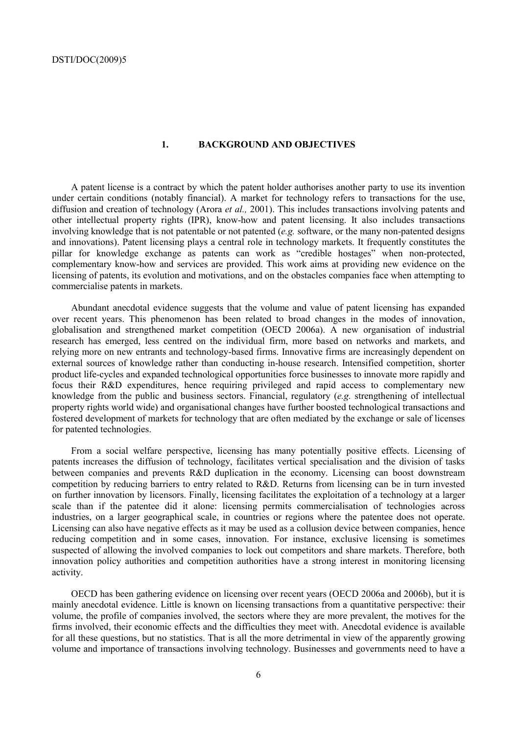# 1. BACKGROUND AND OBJECTIVES

A patent license is a contract by which the patent holder authorises another party to use its invention under certain conditions (notably financial). A market for technology refers to transactions for the use, diffusion and creation of technology (Arora *et al.,* 2001). This includes transactions involving patents and other intellectual property rights (IPR), know-how and patent licensing. It also includes transactions involving knowledge that is not patentable or not patented (*e.g.* software, or the many non-patented designs and innovations). Patent licensing plays a central role in technology markets. It frequently constitutes the pillar for knowledge exchange as patents can work as "credible hostages" when non-protected, complementary know-how and services are provided. This work aims at providing new evidence on the licensing of patents, its evolution and motivations, and on the obstacles companies face when attempting to commercialise patents in markets.

Abundant anecdotal evidence suggests that the volume and value of patent licensing has expanded over recent years. This phenomenon has been related to broad changes in the modes of innovation, globalisation and strengthened market competition (OECD 2006a). A new organisation of industrial research has emerged, less centred on the individual firm, more based on networks and markets, and relying more on new entrants and technology-based firms. Innovative firms are increasingly dependent on external sources of knowledge rather than conducting in-house research. Intensified competition, shorter product life-cycles and expanded technological opportunities force businesses to innovate more rapidly and focus their R&D expenditures, hence requiring privileged and rapid access to complementary new knowledge from the public and business sectors. Financial, regulatory (*e.g.* strengthening of intellectual property rights world wide) and organisational changes have further boosted technological transactions and fostered development of markets for technology that are often mediated by the exchange or sale of licenses for patented technologies.

From a social welfare perspective, licensing has many potentially positive effects. Licensing of patents increases the diffusion of technology, facilitates vertical specialisation and the division of tasks between companies and prevents R&D duplication in the economy. Licensing can boost downstream competition by reducing barriers to entry related to R&D. Returns from licensing can be in turn invested on further innovation by licensors. Finally, licensing facilitates the exploitation of a technology at a larger scale than if the patentee did it alone: licensing permits commercialisation of technologies across industries, on a larger geographical scale, in countries or regions where the patentee does not operate. Licensing can also have negative effects as it may be used as a collusion device between companies, hence reducing competition and in some cases, innovation. For instance, exclusive licensing is sometimes suspected of allowing the involved companies to lock out competitors and share markets. Therefore, both innovation policy authorities and competition authorities have a strong interest in monitoring licensing activity.

OECD has been gathering evidence on licensing over recent years (OECD 2006a and 2006b), but it is mainly anecdotal evidence. Little is known on licensing transactions from a quantitative perspective: their volume, the profile of companies involved, the sectors where they are more prevalent, the motives for the firms involved, their economic effects and the difficulties they meet with. Anecdotal evidence is available for all these questions, but no statistics. That is all the more detrimental in view of the apparently growing volume and importance of transactions involving technology. Businesses and governments need to have a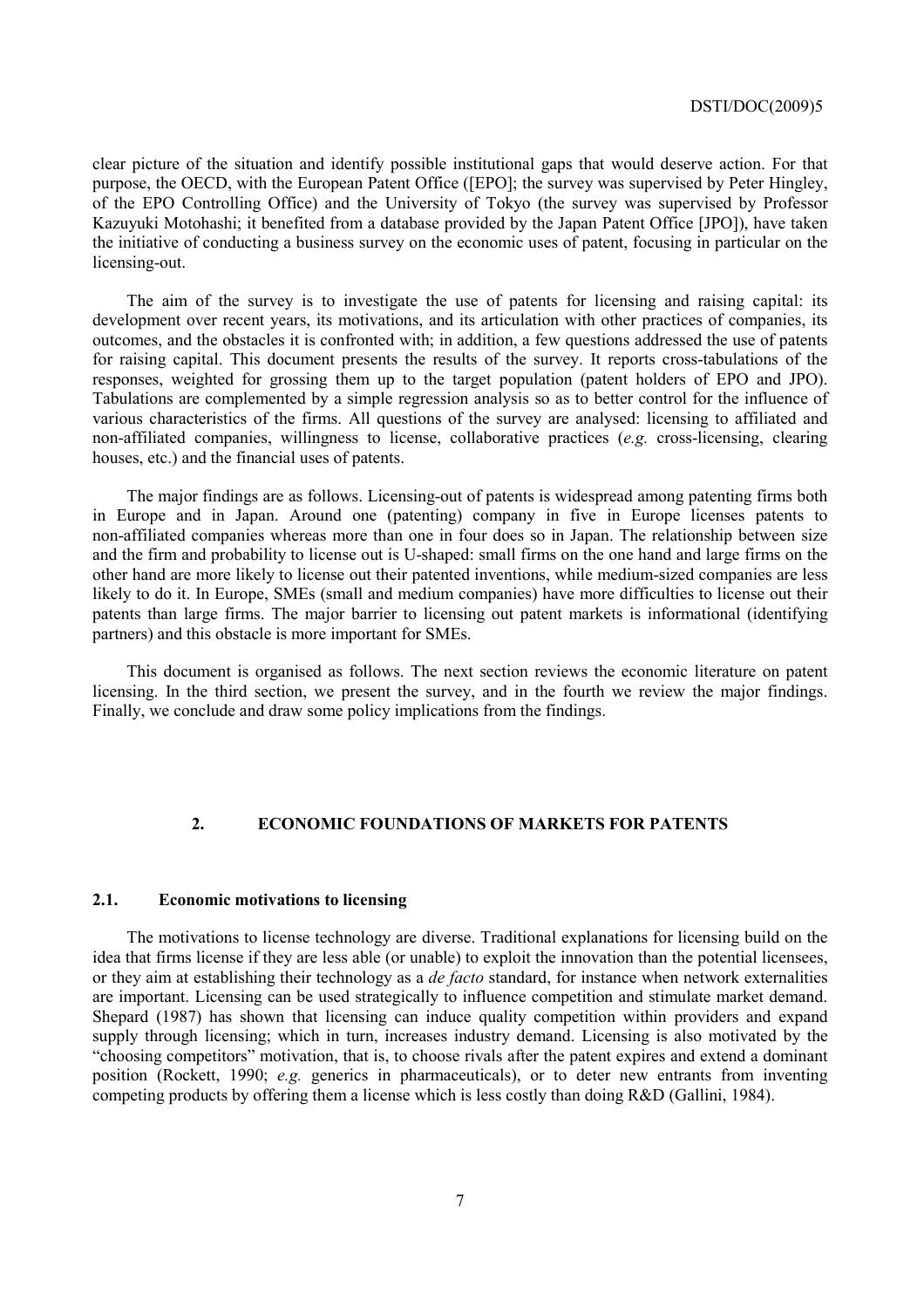clear picture of the situation and identify possible institutional gaps that would deserve action. For that purpose, the OECD, with the European Patent Office ([EPO]; the survey was supervised by Peter Hingley, of the EPO Controlling Office) and the University of Tokyo (the survey was supervised by Professor Kazuyuki Motohashi; it benefited from a database provided by the Japan Patent Office [JPO]), have taken the initiative of conducting a business survey on the economic uses of patent, focusing in particular on the licensing-out.

The aim of the survey is to investigate the use of patents for licensing and raising capital: its development over recent years, its motivations, and its articulation with other practices of companies, its outcomes, and the obstacles it is confronted with; in addition, a few questions addressed the use of patents for raising capital. This document presents the results of the survey. It reports cross-tabulations of the responses, weighted for grossing them up to the target population (patent holders of EPO and JPO). Tabulations are complemented by a simple regression analysis so as to better control for the influence of various characteristics of the firms. All questions of the survey are analysed: licensing to affiliated and non-affiliated companies, willingness to license, collaborative practices (*e.g.* cross-licensing, clearing houses, etc.) and the financial uses of patents.

The major findings are as follows. Licensing-out of patents is widespread among patenting firms both in Europe and in Japan. Around one (patenting) company in five in Europe licenses patents to non-affiliated companies whereas more than one in four does so in Japan. The relationship between size and the firm and probability to license out is U-shaped: small firms on the one hand and large firms on the other hand are more likely to license out their patented inventions, while medium-sized companies are less likely to do it. In Europe, SMEs (small and medium companies) have more difficulties to license out their patents than large firms. The major barrier to licensing out patent markets is informational (identifying partners) and this obstacle is more important for SMEs.

This document is organised as follows. The next section reviews the economic literature on patent licensing. In the third section, we present the survey, and in the fourth we review the major findings. Finally, we conclude and draw some policy implications from the findings.

## 2. ECONOMIC FOUNDATIONS OF MARKETS FOR PATENTS

### 2.1. Economic motivations to licensing

The motivations to license technology are diverse. Traditional explanations for licensing build on the idea that firms license if they are less able (or unable) to exploit the innovation than the potential licensees, or they aim at establishing their technology as a *de facto* standard, for instance when network externalities are important. Licensing can be used strategically to influence competition and stimulate market demand. Shepard (1987) has shown that licensing can induce quality competition within providers and expand supply through licensing; which in turn, increases industry demand. Licensing is also motivated by the "choosing competitors" motivation, that is, to choose rivals after the patent expires and extend a dominant position (Rockett, 1990; *e.g.* generics in pharmaceuticals), or to deter new entrants from inventing competing products by offering them a license which is less costly than doing R&D (Gallini, 1984).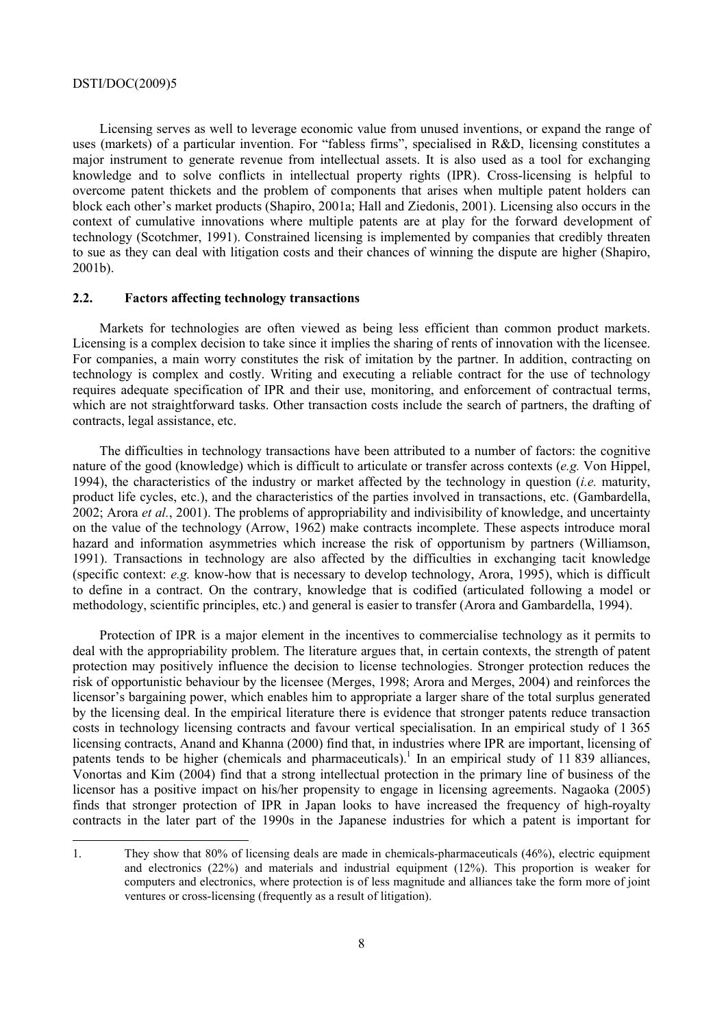Licensing serves as well to leverage economic value from unused inventions, or expand the range of uses (markets) of a particular invention. For "fabless firms", specialised in R&D, licensing constitutes a major instrument to generate revenue from intellectual assets. It is also used as a tool for exchanging knowledge and to solve conflicts in intellectual property rights (IPR). Cross-licensing is helpful to overcome patent thickets and the problem of components that arises when multiple patent holders can block each other's market products (Shapiro, 2001a; Hall and Ziedonis, 2001). Licensing also occurs in the context of cumulative innovations where multiple patents are at play for the forward development of technology (Scotchmer, 1991). Constrained licensing is implemented by companies that credibly threaten to sue as they can deal with litigation costs and their chances of winning the dispute are higher (Shapiro, 2001b).

## 2.2. Factors affecting technology transactions

Markets for technologies are often viewed as being less efficient than common product markets. Licensing is a complex decision to take since it implies the sharing of rents of innovation with the licensee. For companies, a main worry constitutes the risk of imitation by the partner. In addition, contracting on technology is complex and costly. Writing and executing a reliable contract for the use of technology requires adequate specification of IPR and their use, monitoring, and enforcement of contractual terms, which are not straightforward tasks. Other transaction costs include the search of partners, the drafting of contracts, legal assistance, etc.

The difficulties in technology transactions have been attributed to a number of factors: the cognitive nature of the good (knowledge) which is difficult to articulate or transfer across contexts (*e.g.* Von Hippel, 1994), the characteristics of the industry or market affected by the technology in question (*i.e.* maturity, product life cycles, etc.), and the characteristics of the parties involved in transactions, etc. (Gambardella, 2002; Arora *et al.*, 2001). The problems of appropriability and indivisibility of knowledge, and uncertainty on the value of the technology (Arrow, 1962) make contracts incomplete. These aspects introduce moral hazard and information asymmetries which increase the risk of opportunism by partners (Williamson, 1991). Transactions in technology are also affected by the difficulties in exchanging tacit knowledge (specific context: *e.g.* know-how that is necessary to develop technology, Arora, 1995), which is difficult to define in a contract. On the contrary, knowledge that is codified (articulated following a model or methodology, scientific principles, etc.) and general is easier to transfer (Arora and Gambardella, 1994).

Protection of IPR is a major element in the incentives to commercialise technology as it permits to deal with the appropriability problem. The literature argues that, in certain contexts, the strength of patent protection may positively influence the decision to license technologies. Stronger protection reduces the risk of opportunistic behaviour by the licensee (Merges, 1998; Arora and Merges, 2004) and reinforces the licensor's bargaining power, which enables him to appropriate a larger share of the total surplus generated by the licensing deal. In the empirical literature there is evidence that stronger patents reduce transaction costs in technology licensing contracts and favour vertical specialisation. In an empirical study of 1 365 licensing contracts, Anand and Khanna (2000) find that, in industries where IPR are important, licensing of patents tends to be higher (chemicals and pharmaceuticals).[1] In an empirical study of 11 839 alliances, Vonortas and Kim (2004) find that a strong intellectual protection in the primary line of business of the licensor has a positive impact on his/her propensity to engage in licensing agreements. Nagaoka (2005) finds that stronger protection of IPR in Japan looks to have increased the frequency of high-royalty contracts in the later part of the 1990s in the Japanese industries for which a patent is important for

---

1. They show that 80% of licensing deals are made in chemicals-pharmaceuticals (46%), electric equipment and electronics (22%) and materials and industrial equipment (12%). This proportion is weaker for computers and electronics, where protection is of less magnitude and alliances take the form more of joint ventures or cross-licensing (frequently as a result of litigation).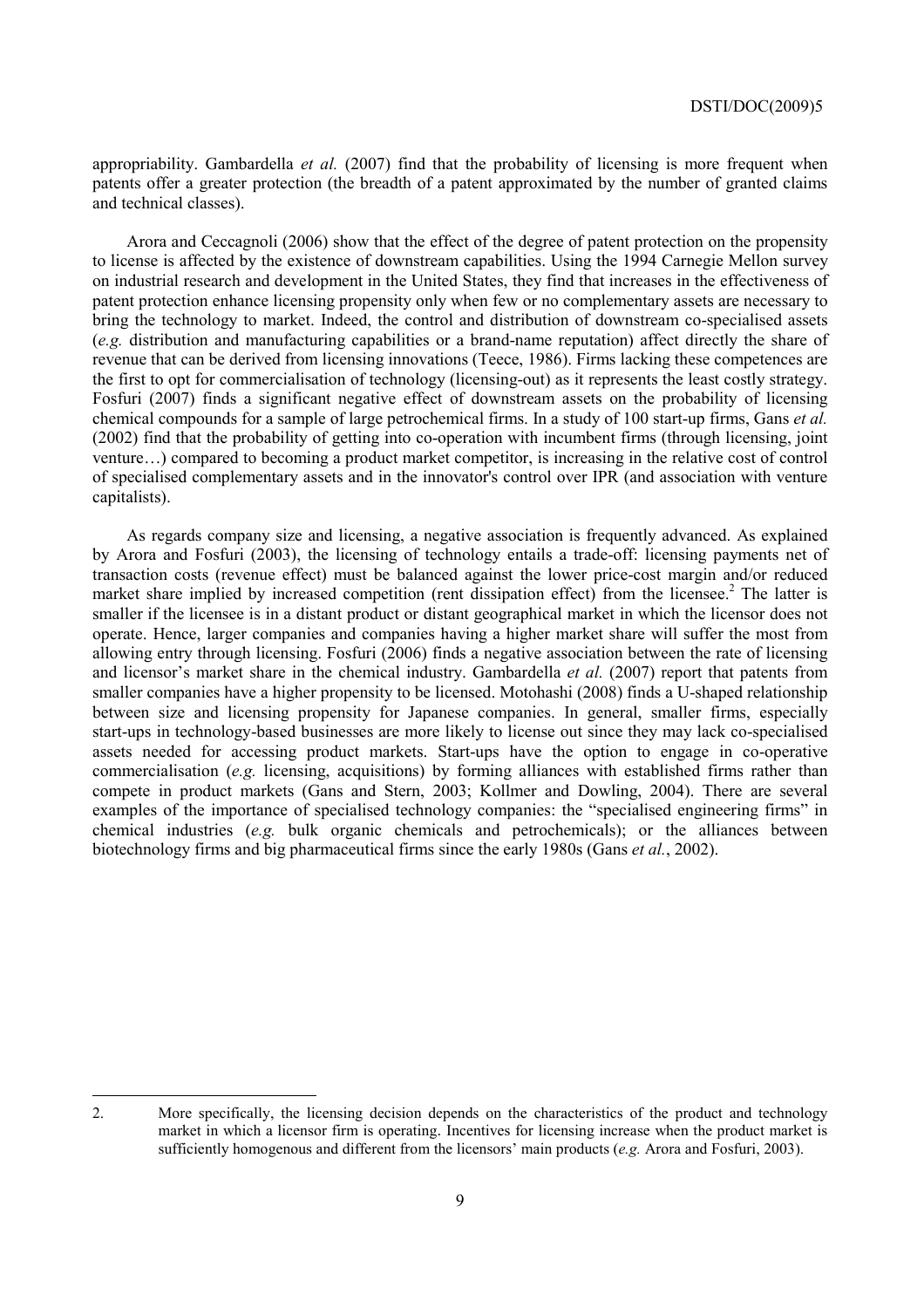appropriability. Gambardella *et al.* (2007) find that the probability of licensing is more frequent when patents offer a greater protection (the breadth of a patent approximated by the number of granted claims and technical classes).

Arora and Ceccagnoli (2006) show that the effect of the degree of patent protection on the propensity to license is affected by the existence of downstream capabilities. Using the 1994 Carnegie Mellon survey on industrial research and development in the United States, they find that increases in the effectiveness of patent protection enhance licensing propensity only when few or no complementary assets are necessary to bring the technology to market. Indeed, the control and distribution of downstream co-specialised assets (*e.g.* distribution and manufacturing capabilities or a brand-name reputation) affect directly the share of revenue that can be derived from licensing innovations (Teece, 1986). Firms lacking these competences are the first to opt for commercialisation of technology (licensing-out) as it represents the least costly strategy. Fosfuri (2007) finds a significant negative effect of downstream assets on the probability of licensing chemical compounds for a sample of large petrochemical firms. In a study of 100 start-up firms, Gans *et al.* (2002) find that the probability of getting into co-operation with incumbent firms (through licensing, joint venture…) compared to becoming a product market competitor, is increasing in the relative cost of control of specialised complementary assets and in the innovator's control over IPR (and association with venture capitalists).

As regards company size and licensing, a negative association is frequently advanced. As explained by Arora and Fosfuri (2003), the licensing of technology entails a trade-off: licensing payments net of transaction costs (revenue effect) must be balanced against the lower price-cost margin and/or reduced market share implied by increased competition (rent dissipation effect) from the licensee.[2] The latter is smaller if the licensee is in a distant product or distant geographical market in which the licensor does not operate. Hence, larger companies and companies having a higher market share will suffer the most from allowing entry through licensing. Fosfuri (2006) finds a negative association between the rate of licensing and licensor's market share in the chemical industry. Gambardella *et al.* (2007) report that patents from smaller companies have a higher propensity to be licensed. Motohashi (2008) finds a U-shaped relationship between size and licensing propensity for Japanese companies. In general, smaller firms, especially start-ups in technology-based businesses are more likely to license out since they may lack co-specialised assets needed for accessing product markets. Start-ups have the option to engage in co-operative commercialisation (*e.g.* licensing, acquisitions) by forming alliances with established firms rather than compete in product markets (Gans and Stern, 2003; Kollmer and Dowling, 2004). There are several examples of the importance of specialised technology companies: the "specialised engineering firms" in chemical industries (*e.g.* bulk organic chemicals and petrochemicals); or the alliances between biotechnology firms and big pharmaceutical firms since the early 1980s (Gans *et al.*, 2002).

---

2. More specifically, the licensing decision depends on the characteristics of the product and technology market in which a licensor firm is operating. Incentives for licensing increase when the product market is sufficiently homogenous and different from the licensors' main products (*e.g.* Arora and Fosfuri, 2003).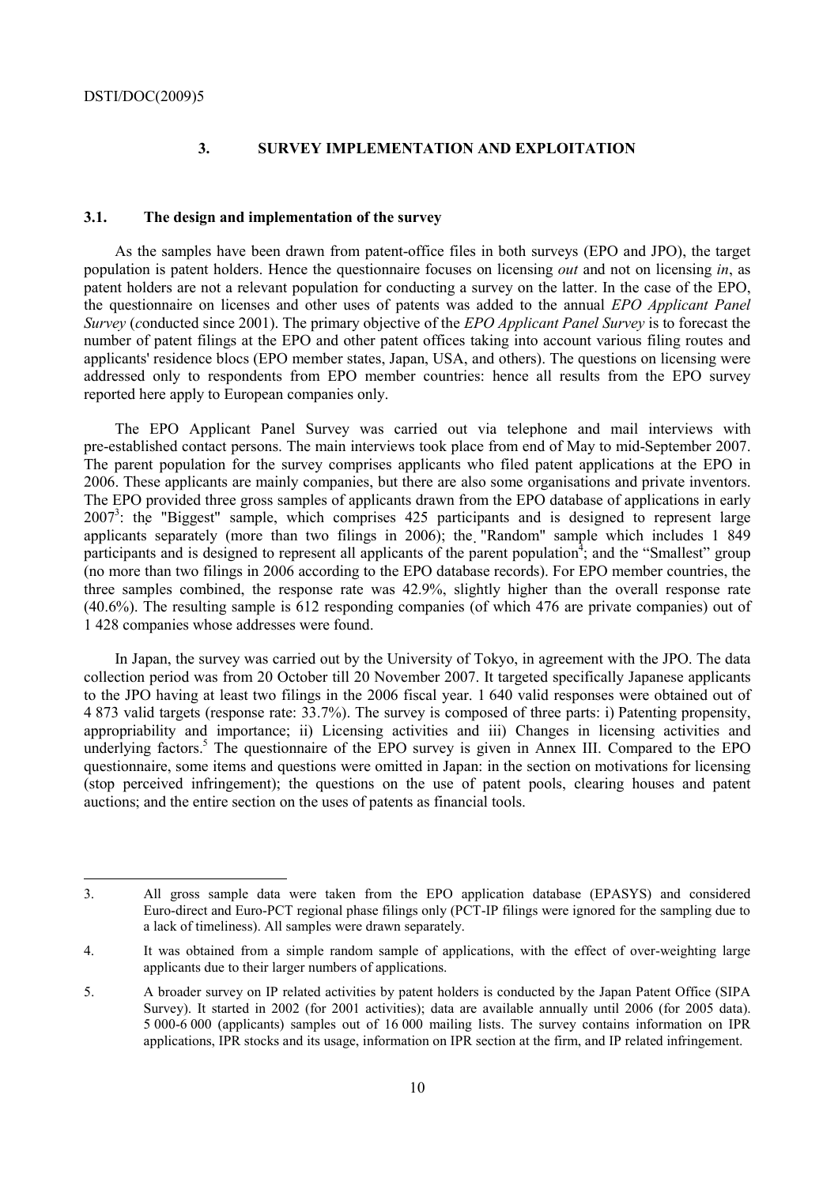## 3. SURVEY IMPLEMENTATION AND EXPLOITATION

### 3.1. The design and implementation of the survey

As the samples have been drawn from patent-office files in both surveys (EPO and JPO), the target population is patent holders. Hence the questionnaire focuses on licensing *out* and not on licensing *in*, as patent holders are not a relevant population for conducting a survey on the latter. In the case of the EPO, the questionnaire on licenses and other uses of patents was added to the annual *EPO Applicant Panel Survey* (conducted since 2001). The primary objective of the *EPO Applicant Panel Survey* is to forecast the number of patent filings at the EPO and other patent offices taking into account various filing routes and applicants' residence blocs (EPO member states, Japan, USA, and others). The questions on licensing were addressed only to respondents from EPO member countries: hence all results from the EPO survey reported here apply to European companies only.

The EPO Applicant Panel Survey was carried out via telephone and mail interviews with pre-established contact persons. The main interviews took place from end of May to mid-September 2007. The parent population for the survey comprises applicants who filed patent applications at the EPO in 2006. These applicants are mainly companies, but there are also some organisations and private inventors. The EPO provided three gross samples of applicants drawn from the EPO database of applications in early 2007[3]: the "Biggest" sample, which comprises 425 participants and is designed to represent large applicants separately (more than two filings in 2006); the "Random" sample which includes 1 849 participants and is designed to represent all applicants of the parent population[4]; and the "Smallest" group (no more than two filings in 2006 according to the EPO database records). For EPO member countries, the three samples combined, the response rate was 42.9%, slightly higher than the overall response rate (40.6%). The resulting sample is 612 responding companies (of which 476 are private companies) out of 1 428 companies whose addresses were found.

In Japan, the survey was carried out by the University of Tokyo, in agreement with the JPO. The data collection period was from 20 October till 20 November 2007. It targeted specifically Japanese applicants to the JPO having at least two filings in the 2006 fiscal year. 1 640 valid responses were obtained out of 4 873 valid targets (response rate: 33.7%). The survey is composed of three parts: i) Patenting propensity, appropriability and importance; ii) Licensing activities and iii) Changes in licensing activities and underlying factors.[5] The questionnaire of the EPO survey is given in Annex III. Compared to the EPO questionnaire, some items and questions were omitted in Japan: in the section on motivations for licensing (stop perceived infringement); the questions on the use of patent pools, clearing houses and patent auctions; and the entire section on the uses of patents as financial tools.

---

3. All gross sample data were taken from the EPO application database (EPASYS) and considered Euro-direct and Euro-PCT regional phase filings only (PCT-IP filings were ignored for the sampling due to a lack of timeliness). All samples were drawn separately.

4. It was obtained from a simple random sample of applications, with the effect of over-weighting large applicants due to their larger numbers of applications.

5. A broader survey on IP related activities by patent holders is conducted by the Japan Patent Office (SIPA Survey). It started in 2002 (for 2001 activities); data are available annually until 2006 (for 2005 data). 5 000-6 000 (applicants) samples out of 16 000 mailing lists. The survey contains information on IPR applications, IPR stocks and its usage, information on IPR section at the firm, and IP related infringement.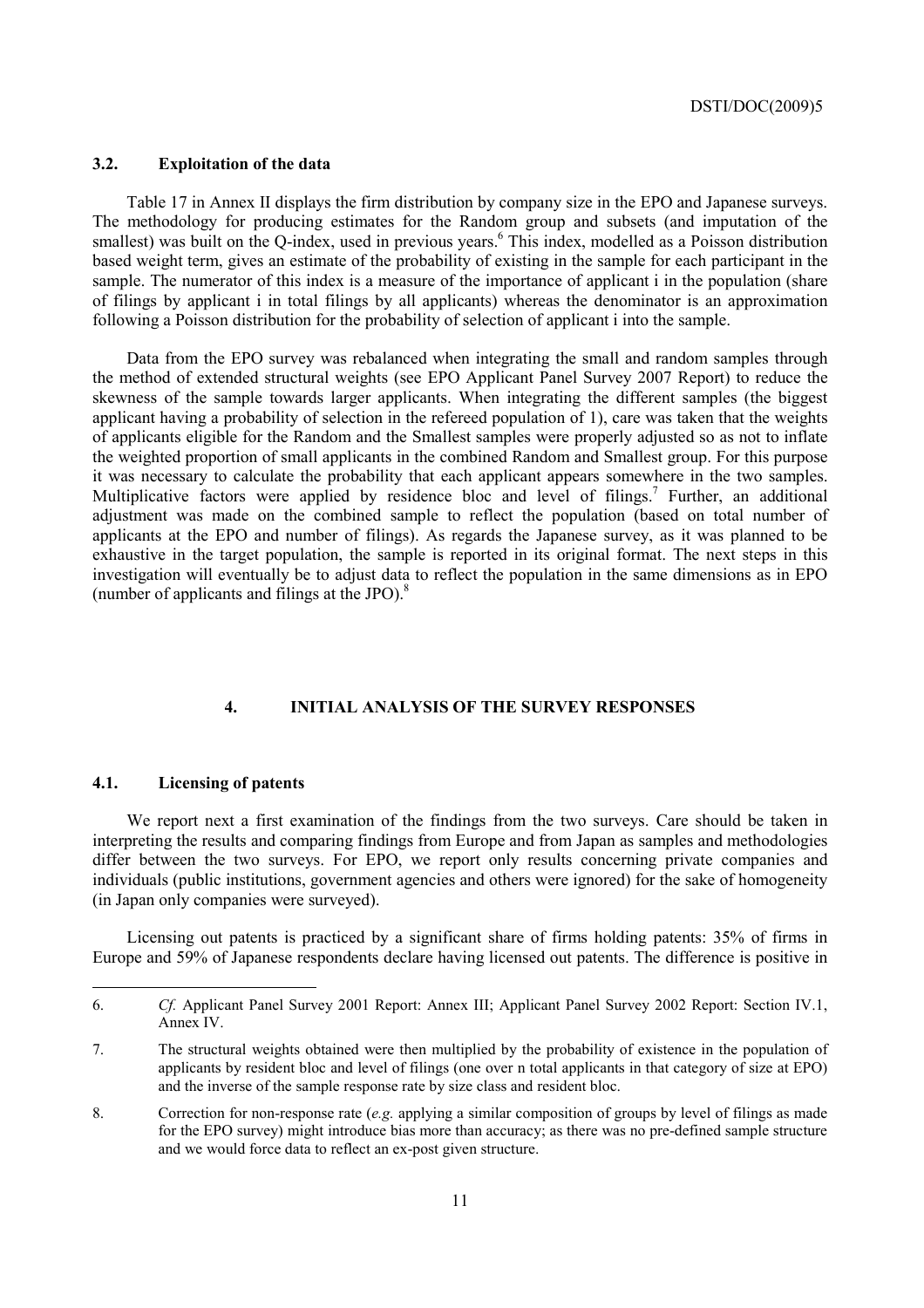### 3.2. Exploitation of the data

Table 17 in Annex II displays the firm distribution by company size in the EPO and Japanese surveys. The methodology for producing estimates for the Random group and subsets (and imputation of the smallest) was built on the Q-index, used in previous years.[6] This index, modelled as a Poisson distribution based weight term, gives an estimate of the probability of existing in the sample for each participant in the sample. The numerator of this index is a measure of the importance of applicant i in the population (share of filings by applicant i in total filings by all applicants) whereas the denominator is an approximation following a Poisson distribution for the probability of selection of applicant i into the sample.

Data from the EPO survey was rebalanced when integrating the small and random samples through the method of extended structural weights (see EPO Applicant Panel Survey 2007 Report) to reduce the skewness of the sample towards larger applicants. When integrating the different samples (the biggest applicant having a probability of selection in the refereed population of 1), care was taken that the weights of applicants eligible for the Random and the Smallest samples were properly adjusted so as not to inflate the weighted proportion of small applicants in the combined Random and Smallest group. For this purpose it was necessary to calculate the probability that each applicant appears somewhere in the two samples. Multiplicative factors were applied by residence bloc and level of filings.[7] Further, an additional adjustment was made on the combined sample to reflect the population (based on total number of applicants at the EPO and number of filings). As regards the Japanese survey, as it was planned to be exhaustive in the target population, the sample is reported in its original format. The next steps in this investigation will eventually be to adjust data to reflect the population in the same dimensions as in EPO (number of applicants and filings at the JPO).[8]

## 4. INITIAL ANALYSIS OF THE SURVEY RESPONSES

### 4.1. Licensing of patents

We report next a first examination of the findings from the two surveys. Care should be taken in interpreting the results and comparing findings from Europe and from Japan as samples and methodologies differ between the two surveys. For EPO, we report only results concerning private companies and individuals (public institutions, government agencies and others were ignored) for the sake of homogeneity (in Japan only companies were surveyed).

Licensing out patents is practiced by a significant share of firms holding patents: 35% of firms in Europe and 59% of Japanese respondents declare having licensed out patents. The difference is positive in

---

6. *Cf.* Applicant Panel Survey 2001 Report: Annex III; Applicant Panel Survey 2002 Report: Section IV.1, Annex IV.

7. The structural weights obtained were then multiplied by the probability of existence in the population of applicants by resident bloc and level of filings (one over n total applicants in that category of size at EPO) and the inverse of the sample response rate by size class and resident bloc.

8. Correction for non-response rate (*e.g.* applying a similar composition of groups by level of filings as made for the EPO survey) might introduce bias more than accuracy; as there was no pre-defined sample structure and we would force data to reflect an ex-post given structure.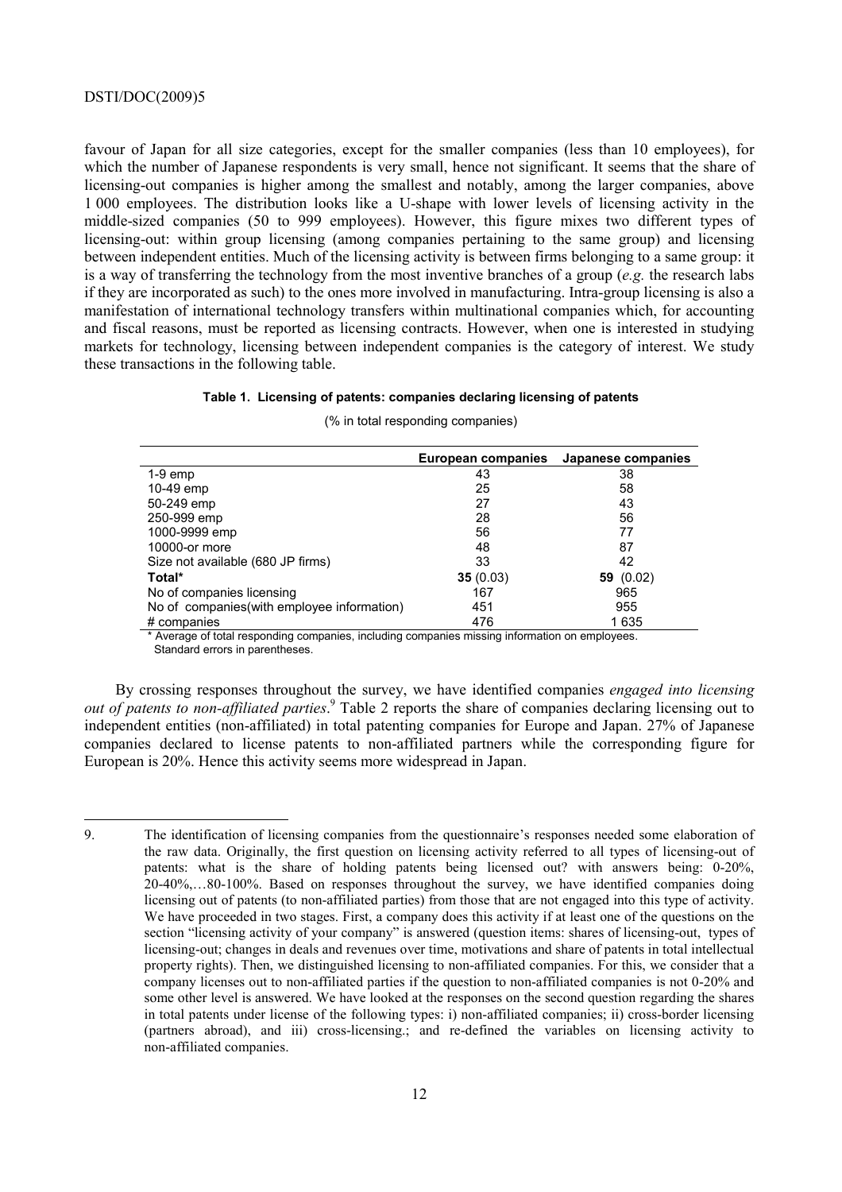favour of Japan for all size categories, except for the smaller companies (less than 10 employees), for which the number of Japanese respondents is very small, hence not significant. It seems that the share of licensing-out companies is higher among the smallest and notably, among the larger companies, above 1 000 employees. The distribution looks like a U-shape with lower levels of licensing activity in the middle-sized companies (50 to 999 employees). However, this figure mixes two different types of licensing-out: within group licensing (among companies pertaining to the same group) and licensing between independent entities. Much of the licensing activity is between firms belonging to a same group: it is a way of transferring the technology from the most inventive branches of a group (*e.g.* the research labs if they are incorporated as such) to the ones more involved in manufacturing. Intra-group licensing is also a manifestation of international technology transfers within multinational companies which, for accounting and fiscal reasons, must be reported as licensing contracts. However, when one is interested in studying markets for technology, licensing between independent companies is the category of interest. We study these transactions in the following table.

**Table 1. Licensing of patents: companies declaring licensing of patents**

(% in total responding companies)

| | European companies | Japanese companies |
|---|---|---|
| 1-9 emp | 43 | 38 |
| 10-49 emp | 25 | 58 |
| 50-249 emp | 27 | 43 |
| 250-999 emp | 28 | 56 |
| 1000-9999 emp | 56 | 77 |
| 10000-or more | 48 | 87 |
| Size not available (680 JP firms) | 33 | 42 |
| **Total*** | **35** (0.03) | **59** (0.02) |
| No of companies licensing | 167 | 965 |
| No of companies(with employee information) | 451 | 955 |
| # companies | 476 | 1 635 |

\* Average of total responding companies, including companies missing information on employees.
Standard errors in parentheses.

By crossing responses throughout the survey, we have identified companies *engaged into licensing out of patents to non-affiliated parties*.[9] Table 2 reports the share of companies declaring licensing out to independent entities (non-affiliated) in total patenting companies for Europe and Japan. 27% of Japanese companies declared to license patents to non-affiliated partners while the corresponding figure for European is 20%. Hence this activity seems more widespread in Japan.

---

9. The identification of licensing companies from the questionnaire's responses needed some elaboration of the raw data. Originally, the first question on licensing activity referred to all types of licensing-out of patents: what is the share of holding patents being licensed out? with answers being: 0-20%, 20-40%,…80-100%. Based on responses throughout the survey, we have identified companies doing licensing out of patents (to non-affiliated parties) from those that are not engaged into this type of activity. We have proceeded in two stages. First, a company does this activity if at least one of the questions on the section "licensing activity of your company" is answered (question items: shares of licensing-out, types of licensing-out; changes in deals and revenues over time, motivations and share of patents in total intellectual property rights). Then, we distinguished licensing to non-affiliated companies. For this, we consider that a company licenses out to non-affiliated parties if the question to non-affiliated companies is not 0-20% and some other level is answered. We have looked at the responses on the second question regarding the shares in total patents under license of the following types: i) non-affiliated companies; ii) cross-border licensing (partners abroad), and iii) cross-licensing.; and re-defined the variables on licensing activity to non-affiliated companies.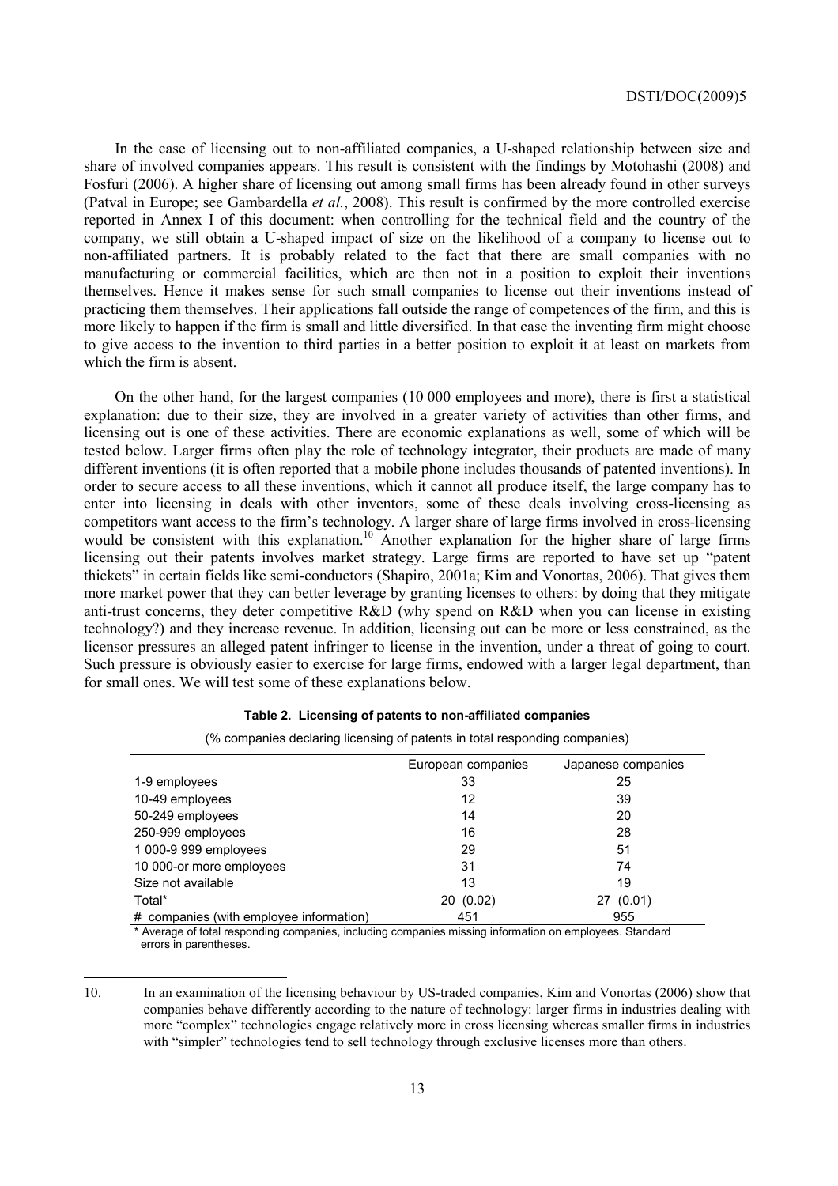In the case of licensing out to non-affiliated companies, a U-shaped relationship between size and share of involved companies appears. This result is consistent with the findings by Motohashi (2008) and Fosfuri (2006). A higher share of licensing out among small firms has been already found in other surveys (Patval in Europe; see Gambardella *et al.*, 2008). This result is confirmed by the more controlled exercise reported in Annex I of this document: when controlling for the technical field and the country of the company, we still obtain a U-shaped impact of size on the likelihood of a company to license out to non-affiliated partners. It is probably related to the fact that there are small companies with no manufacturing or commercial facilities, which are then not in a position to exploit their inventions themselves. Hence it makes sense for such small companies to license out their inventions instead of practicing them themselves. Their applications fall outside the range of competences of the firm, and this is more likely to happen if the firm is small and little diversified. In that case the inventing firm might choose to give access to the invention to third parties in a better position to exploit it at least on markets from which the firm is absent.

On the other hand, for the largest companies (10 000 employees and more), there is first a statistical explanation: due to their size, they are involved in a greater variety of activities than other firms, and licensing out is one of these activities. There are economic explanations as well, some of which will be tested below. Larger firms often play the role of technology integrator, their products are made of many different inventions (it is often reported that a mobile phone includes thousands of patented inventions). In order to secure access to all these inventions, which it cannot all produce itself, the large company has to enter into licensing in deals with other inventors, some of these deals involving cross-licensing as competitors want access to the firm's technology. A larger share of large firms involved in cross-licensing would be consistent with this explanation.[10] Another explanation for the higher share of large firms licensing out their patents involves market strategy. Large firms are reported to have set up "patent thickets" in certain fields like semi-conductors (Shapiro, 2001a; Kim and Vonortas, 2006). That gives them more market power that they can better leverage by granting licenses to others: by doing that they mitigate anti-trust concerns, they deter competitive R&D (why spend on R&D when you can license in existing technology?) and they increase revenue. In addition, licensing out can be more or less constrained, as the licensor pressures an alleged patent infringer to license in the invention, under a threat of going to court. Such pressure is obviously easier to exercise for large firms, endowed with a larger legal department, than for small ones. We will test some of these explanations below.

**Table 2. Licensing of patents to non-affiliated companies**

(% companies declaring licensing of patents in total responding companies)

| | European companies | Japanese companies |
|---|---|---|
| 1-9 employees | 33 | 25 |
| 10-49 employees | 12 | 39 |
| 50-249 employees | 14 | 20 |
| 250-999 employees | 16 | 28 |
| 1 000-9 999 employees | 29 | 51 |
| 10 000-or more employees | 31 | 74 |
| Size not available | 13 | 19 |
| Total* | 20 (0.02) | 27 (0.01) |
| # companies (with employee information) | 451 | 955 |

\* Average of total responding companies, including companies missing information on employees. Standard errors in parentheses.

10. In an examination of the licensing behaviour by US-traded companies, Kim and Vonortas (2006) show that companies behave differently according to the nature of technology: larger firms in industries dealing with more "complex" technologies engage relatively more in cross licensing whereas smaller firms in industries with "simpler" technologies tend to sell technology through exclusive licenses more than others.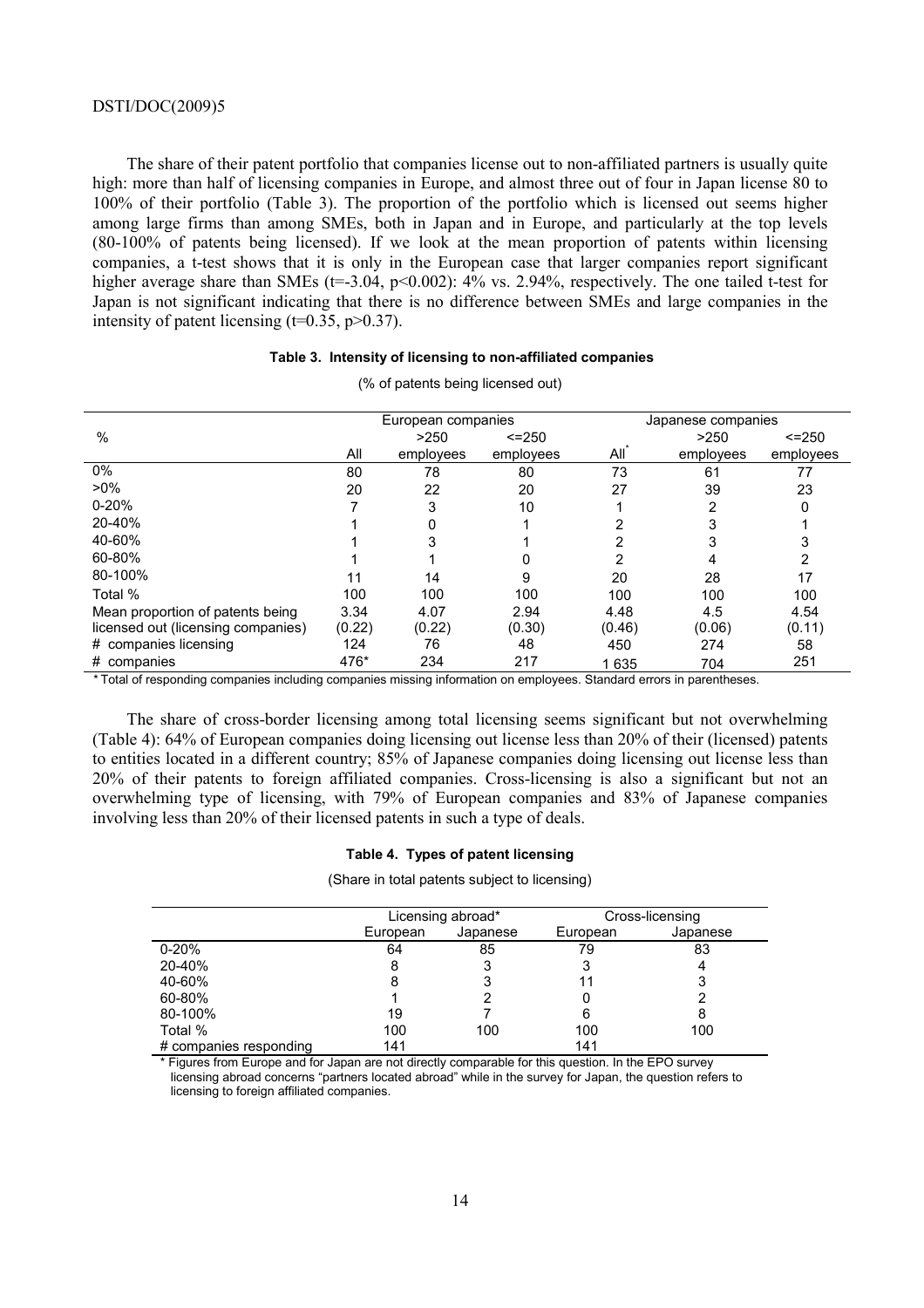The share of their patent portfolio that companies license out to non-affiliated partners is usually quite high: more than half of licensing companies in Europe, and almost three out of four in Japan license 80 to 100% of their portfolio (Table 3). The proportion of the portfolio which is licensed out seems higher among large firms than among SMEs, both in Japan and in Europe, and particularly at the top levels (80-100% of patents being licensed). If we look at the mean proportion of patents within licensing companies, a t-test shows that it is only in the European case that larger companies report significant higher average share than SMEs ($t=-3.04$, $p<0.002$): 4% vs. 2.94%, respectively. The one tailed t-test for Japan is not significant indicating that there is no difference between SMEs and large companies in the intensity of patent licensing ($t=0.35$, $p>0.37$).

**Table 3. Intensity of licensing to non-affiliated companies**

(% of patents being licensed out)

| | European companies | | | Japanese companies | | |
|---|---|---|---|---|---|---|
| % | All | >250 employees | <=250 employees | All* | >250 employees | <=250 employees |
| 0% | 80 | 78 | 80 | 73 | 61 | 77 |
| >0% | 20 | 22 | 20 | 27 | 39 | 23 |
| 0-20% | 7 | 3 | 10 | 1 | 2 | 0 |
| 20-40% | 1 | 0 | 1 | 2 | 3 | 1 |
| 40-60% | 1 | 3 | 1 | 2 | 3 | 3 |
| 60-80% | 1 | 1 | 0 | 2 | 4 | 2 |
| 80-100% | 11 | 14 | 9 | 20 | 28 | 17 |
| Total % | 100 | 100 | 100 | 100 | 100 | 100 |
| Mean proportion of patents being licensed out (licensing companies) | 3.34 (0.22) | 4.07 (0.22) | 2.94 (0.30) | 4.48 (0.46) | 4.5 (0.06) | 4.54 (0.11) |
| # companies licensing | 124 | 76 | 48 | 450 | 274 | 58 |
| # companies | 476* | 234 | 217 | 1 635 | 704 | 251 |

\* Total of responding companies including companies missing information on employees. Standard errors in parentheses.

The share of cross-border licensing among total licensing seems significant but not overwhelming (Table 4): 64% of European companies doing licensing out license less than 20% of their (licensed) patents to entities located in a different country; 85% of Japanese companies doing licensing out license less than 20% of their patents to foreign affiliated companies. Cross-licensing is also a significant but not an overwhelming type of licensing, with 79% of European companies and 83% of Japanese companies involving less than 20% of their licensed patents in such a type of deals.

**Table 4. Types of patent licensing**

(Share in total patents subject to licensing)

| | Licensing abroad* | | Cross-licensing | |
|---|---|---|---|---|
| | European | Japanese | European | Japanese |
| 0-20% | 64 | 85 | 79 | 83 |
| 20-40% | 8 | 3 | 3 | 4 |
| 40-60% | 8 | 3 | 11 | 3 |
| 60-80% | 1 | 2 | 0 | 2 |
| 80-100% | 19 | 7 | 6 | 8 |
| Total % | 100 | 100 | 100 | 100 |
| # companies responding | 141 | | 141 | |

\* Figures from Europe and for Japan are not directly comparable for this question. In the EPO survey licensing abroad concerns "partners located abroad" while in the survey for Japan, the question refers to licensing to foreign affiliated companies.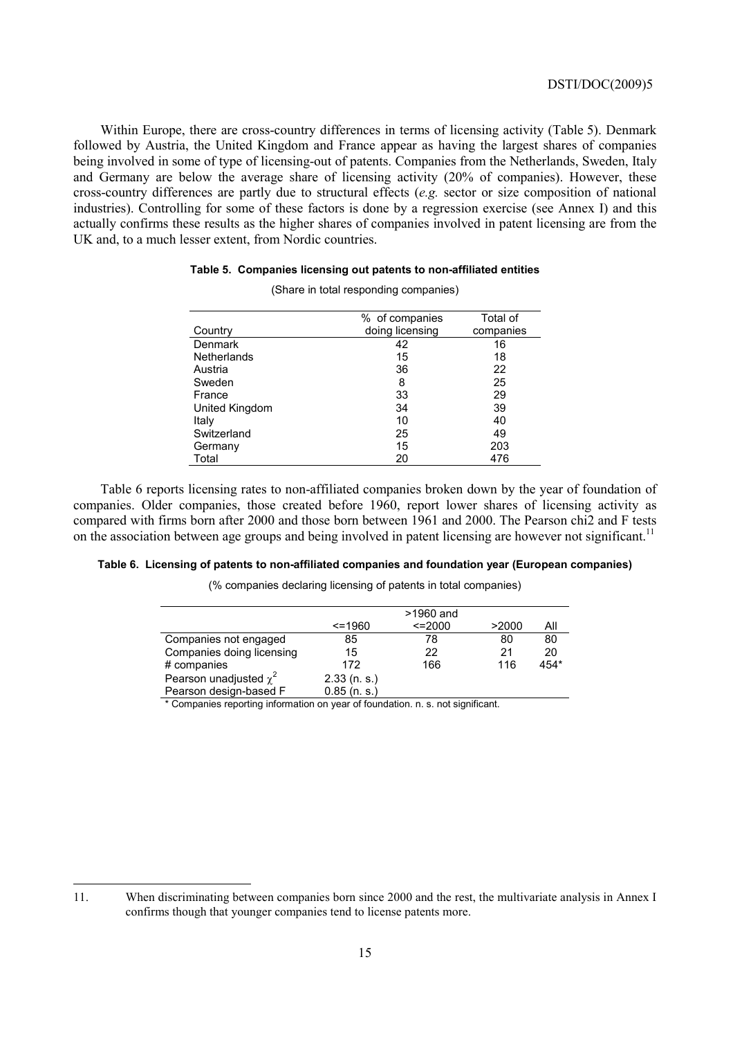Within Europe, there are cross-country differences in terms of licensing activity (Table 5). Denmark followed by Austria, the United Kingdom and France appear as having the largest shares of companies being involved in some of type of licensing-out of patents. Companies from the Netherlands, Sweden, Italy and Germany are below the average share of licensing activity (20% of companies). However, these cross-country differences are partly due to structural effects (*e.g.* sector or size composition of national industries). Controlling for some of these factors is done by a regression exercise (see Annex I) and this actually confirms these results as the higher shares of companies involved in patent licensing are from the UK and, to a much lesser extent, from Nordic countries.

**Table 5. Companies licensing out patents to non-affiliated entities**

(Share in total responding companies)

| Country | % of companies doing licensing | Total of companies |
|---|---|---|
| Denmark | 42 | 16 |
| Netherlands | 15 | 18 |
| Austria | 36 | 22 |
| Sweden | 8 | 25 |
| France | 33 | 29 |
| United Kingdom | 34 | 39 |
| Italy | 10 | 40 |
| Switzerland | 25 | 49 |
| Germany | 15 | 203 |
| Total | 20 | 476 |

Table 6 reports licensing rates to non-affiliated companies broken down by the year of foundation of companies. Older companies, those created before 1960, report lower shares of licensing activity as compared with firms born after 2000 and those born between 1961 and 2000. The Pearson chi2 and F tests on the association between age groups and being involved in patent licensing are however not significant.[11]

**Table 6. Licensing of patents to non-affiliated companies and foundation year (European companies)**

(% companies declaring licensing of patents in total companies)

| | <=1960 | >1960 and <=2000 | >2000 | All |
|---|---|---|---|---|
| Companies not engaged | 85 | 78 | 80 | 80 |
| Companies doing licensing | 15 | 22 | 21 | 20 |
| # companies | 172 | 166 | 116 | 454* |
| Pearson unadjusted $\chi^2$ | 2.33 (n. s.) | | | |
| Pearson design-based F | 0.85 (n. s.) | | | |

\* Companies reporting information on year of foundation. n. s. not significant.

11. When discriminating between companies born since 2000 and the rest, the multivariate analysis in Annex I confirms though that younger companies tend to license patents more.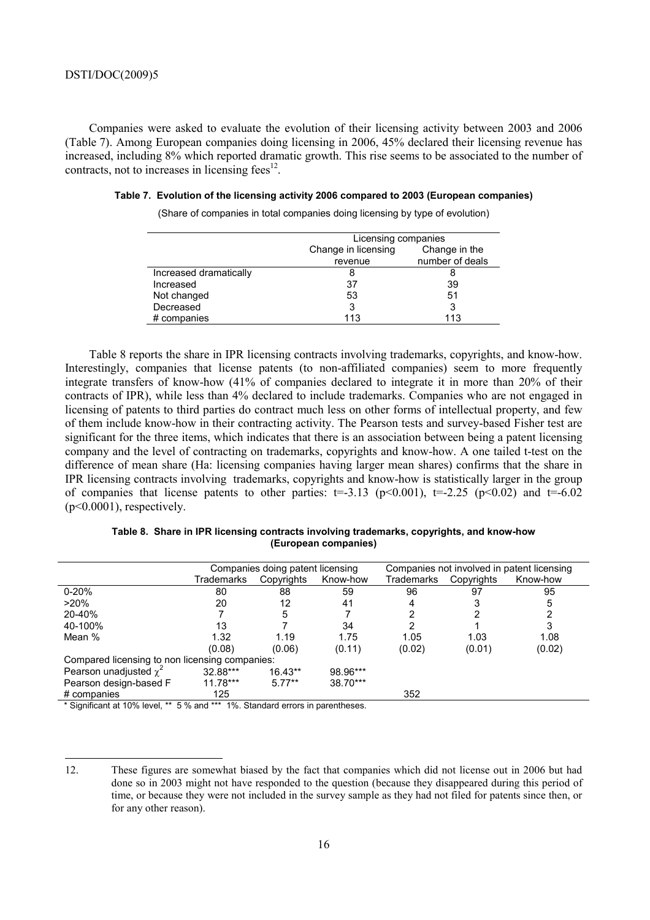Companies were asked to evaluate the evolution of their licensing activity between 2003 and 2006 (Table 7). Among European companies doing licensing in 2006, 45% declared their licensing revenue has increased, including 8% which reported dramatic growth. This rise seems to be associated to the number of contracts, not to increases in licensing fees[12].

**Table 7. Evolution of the licensing activity 2006 compared to 2003 (European companies)**

(Share of companies in total companies doing licensing by type of evolution)

| | Licensing companies | |
|---|---|---|
| | Change in licensing revenue | Change in the number of deals |
| Increased dramatically | 8 | 8 |
| Increased | 37 | 39 |
| Not changed | 53 | 51 |
| Decreased | 3 | 3 |
| # companies | 113 | 113 |

Table 8 reports the share in IPR licensing contracts involving trademarks, copyrights, and know-how. Interestingly, companies that license patents (to non-affiliated companies) seem to more frequently integrate transfers of know-how (41% of companies declared to integrate it in more than 20% of their contracts of IPR), while less than 4% declared to include trademarks. Companies who are not engaged in licensing of patents to third parties do contract much less on other forms of intellectual property, and few of them include know-how in their contracting activity. The Pearson tests and survey-based Fisher test are significant for the three items, which indicates that there is an association between being a patent licensing company and the level of contracting on trademarks, copyrights and know-how. A one tailed t-test on the difference of mean share (Ha: licensing companies having larger mean shares) confirms that the share in IPR licensing contracts involving trademarks, copyrights and know-how is statistically larger in the group of companies that license patents to other parties: $t=-3.13$ ($p<0.001$), $t=-2.25$ ($p<0.02$) and $t=-6.02$ ($p<0.0001$), respectively.

**Table 8. Share in IPR licensing contracts involving trademarks, copyrights, and know-how (European companies)**

| | Companies doing patent licensing | | | Companies not involved in patent licensing | | |
|---|---|---|---|---|---|---|
| | Trademarks | Copyrights | Know-how | Trademarks | Copyrights | Know-how |
| 0-20% | 80 | 88 | 59 | 96 | 97 | 95 |
| >20% | 20 | 12 | 41 | 4 | 3 | 5 |
| 20-40% | 7 | 5 | 7 | 2 | 2 | 2 |
| 40-100% | 13 | 7 | 34 | 2 | 1 | 3 |
| Mean % | 1.32 | 1.19 | 1.75 | 1.05 | 1.03 | 1.08 |
| | (0.08) | (0.06) | (0.11) | (0.02) | (0.01) | (0.02) |
| Compared licensing to non licensing companies: | | | | | | |
| Pearson unadjusted $\chi^2$ | 32.88*** | 16.43** | 98.96*** | | | |
| Pearson design-based F | 11.78*** | 5.77** | 38.70*** | | | |
| # companies | 125 | | | 352 | | |

\* Significant at 10% level, ** 5 % and *** 1%. Standard errors in parentheses.

12. These figures are somewhat biased by the fact that companies which did not license out in 2006 but had done so in 2003 might not have responded to the question (because they disappeared during this period of time, or because they were not included in the survey sample as they had not filed for patents since then, or for any other reason).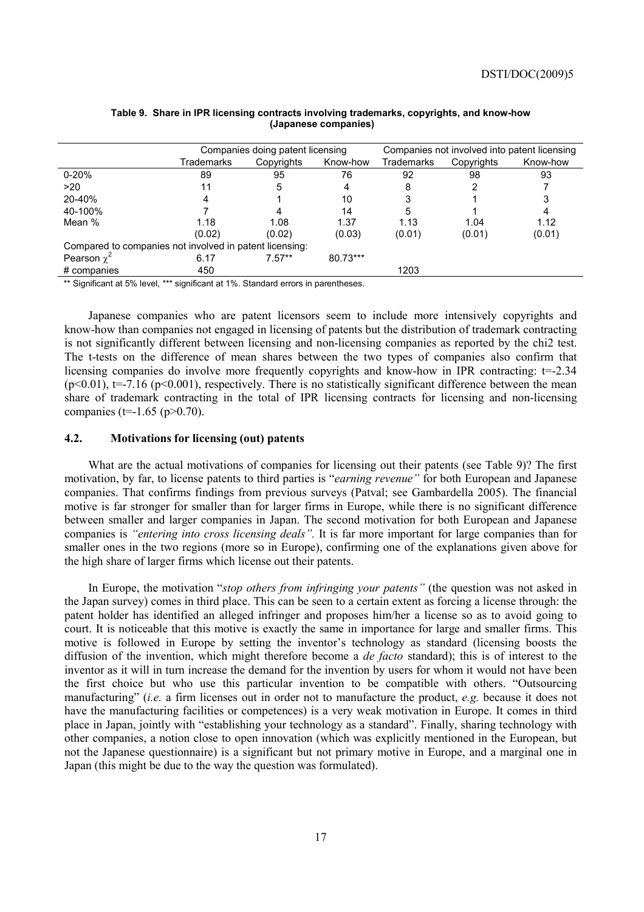**Table 9. Share in IPR licensing contracts involving trademarks, copyrights, and know-how (Japanese companies)**

| | Companies doing patent licensing | | | Companies not involved into patent licensing | | |
|---|---|---|---|---|---|---|
| | Trademarks | Copyrights | Know-how | Trademarks | Copyrights | Know-how |
| 0-20% | 89 | 95 | 76 | 92 | 98 | 93 |
| >20 | 11 | 5 | 4 | 8 | 2 | 7 |
| 20-40% | 4 | 1 | 10 | 3 | 1 | 3 |
| 40-100% | 7 | 4 | 14 | 5 | 1 | 4 |
| Mean % | 1.18 | 1.08 | 1.37 | 1.13 | 1.04 | 1.12 |
| | (0.02) | (0.02) | (0.03) | (0.01) | (0.01) | (0.01) |
| Compared to companies not involved in patent licensing: | | | | | | |
| Pearson $\chi^2$ | 6.17 | 7.57** | 80.73*** | | | |
| # companies | 450 | | | 1203 | | |

** Significant at 5% level, *** significant at 1%. Standard errors in parentheses.

Japanese companies who are patent licensors seem to include more intensively copyrights and know-how than companies not engaged in licensing of patents but the distribution of trademark contracting is not significantly different between licensing and non-licensing companies as reported by the chi2 test. The t-tests on the difference of mean shares between the two types of companies also confirm that licensing companies do involve more frequently copyrights and know-how in IPR contracting: t=-2.34 ($p<0.01$), t=-7.16 ($p<0.001$), respectively. There is no statistically significant difference between the mean share of trademark contracting in the total of IPR licensing contracts for licensing and non-licensing companies (t=-1.65 ($p>0.70$).

### 4.2. Motivations for licensing (out) patents

What are the actual motivations of companies for licensing out their patents (see Table 9)? The first motivation, by far, to license patents to third parties is "*earning revenue"* for both European and Japanese companies. That confirms findings from previous surveys (Patval; see Gambardella 2005). The financial motive is far stronger for smaller than for larger firms in Europe, while there is no significant difference between smaller and larger companies in Japan. The second motivation for both European and Japanese companies is *"entering into cross licensing deals".* It is far more important for large companies than for smaller ones in the two regions (more so in Europe), confirming one of the explanations given above for the high share of larger firms which license out their patents.

In Europe, the motivation "*stop others from infringing your patents"* (the question was not asked in the Japan survey) comes in third place. This can be seen to a certain extent as forcing a license through: the patent holder has identified an alleged infringer and proposes him/her a license so as to avoid going to court. It is noticeable that this motive is exactly the same in importance for large and smaller firms. This motive is followed in Europe by setting the inventor's technology as standard (licensing boosts the diffusion of the invention, which might therefore become a *de facto* standard); this is of interest to the inventor as it will in turn increase the demand for the invention by users for whom it would not have been the first choice but who use this particular invention to be compatible with others. "Outsourcing manufacturing" (*i.e.* a firm licenses out in order not to manufacture the product, *e.g.* because it does not have the manufacturing facilities or competences) is a very weak motivation in Europe. It comes in third place in Japan, jointly with "establishing your technology as a standard". Finally, sharing technology with other companies, a notion close to open innovation (which was explicitly mentioned in the European, but not the Japanese questionnaire) is a significant but not primary motive in Europe, and a marginal one in Japan (this might be due to the way the question was formulated).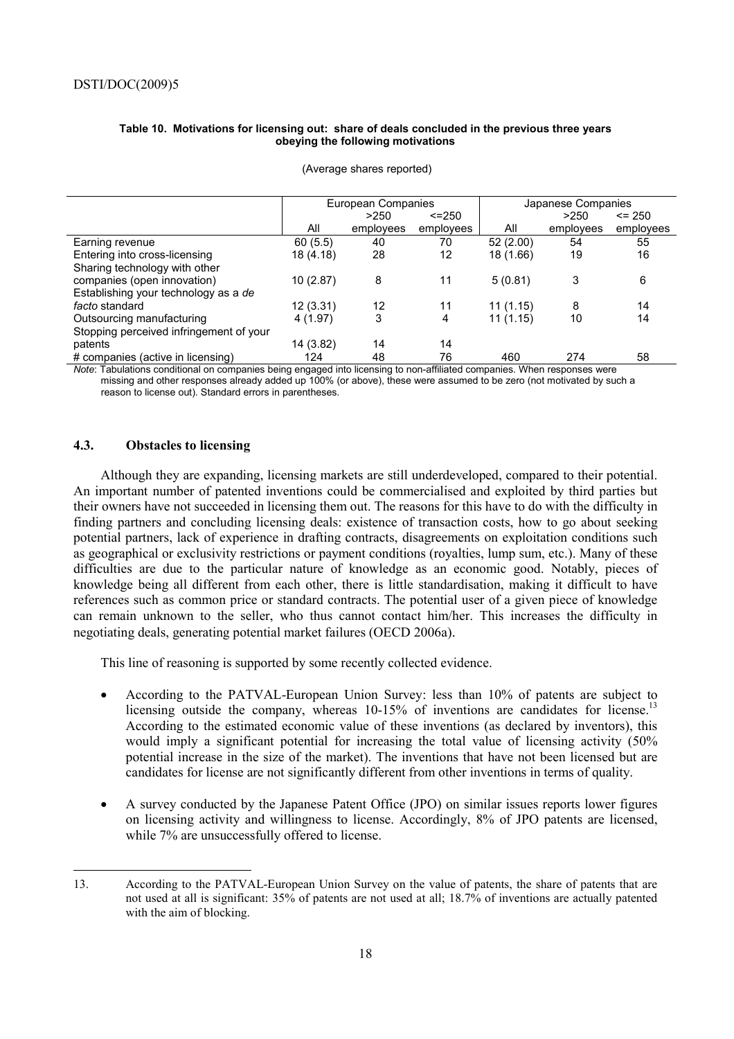**Table 10. Motivations for licensing out: share of deals concluded in the previous three years obeying the following motivations**

(Average shares reported)

| | European Companies | | | Japanese Companies | | |
|---|---|---|---|---|---|---|
| | All | >250 employees | <=250 employees | All | >250 employees | <= 250 employees |
| Earning revenue | 60 (5.5) | 40 | 70 | 52 (2.00) | 54 | 55 |
| Entering into cross-licensing | 18 (4.18) | 28 | 12 | 18 (1.66) | 19 | 16 |
| Sharing technology with other companies (open innovation) | 10 (2.87) | 8 | 11 | 5 (0.81) | 3 | 6 |
| Establishing your technology as a *de facto* standard | 12 (3.31) | 12 | 11 | 11 (1.15) | 8 | 14 |
| Outsourcing manufacturing | 4 (1.97) | 3 | 4 | 11 (1.15) | 10 | 14 |
| Stopping perceived infringement of your patents | 14 (3.82) | 14 | 14 | | | |
| # companies (active in licensing) | 124 | 48 | 76 | 460 | 274 | 58 |

*Note*: Tabulations conditional on companies being engaged into licensing to non-affiliated companies. When responses were missing and other responses already added up 100% (or above), these were assumed to be zero (not motivated by such a reason to license out). Standard errors in parentheses.

### 4.3. Obstacles to licensing

Although they are expanding, licensing markets are still underdeveloped, compared to their potential. An important number of patented inventions could be commercialised and exploited by third parties but their owners have not succeeded in licensing them out. The reasons for this have to do with the difficulty in finding partners and concluding licensing deals: existence of transaction costs, how to go about seeking potential partners, lack of experience in drafting contracts, disagreements on exploitation conditions such as geographical or exclusivity restrictions or payment conditions (royalties, lump sum, etc.). Many of these difficulties are due to the particular nature of knowledge as an economic good. Notably, pieces of knowledge being all different from each other, there is little standardisation, making it difficult to have references such as common price or standard contracts. The potential user of a given piece of knowledge can remain unknown to the seller, who thus cannot contact him/her. This increases the difficulty in negotiating deals, generating potential market failures (OECD 2006a).

This line of reasoning is supported by some recently collected evidence.

- According to the PATVAL-European Union Survey: less than 10% of patents are subject to licensing outside the company, whereas 10-15% of inventions are candidates for license.[13] According to the estimated economic value of these inventions (as declared by inventors), this would imply a significant potential for increasing the total value of licensing activity (50% potential increase in the size of the market). The inventions that have not been licensed but are candidates for license are not significantly different from other inventions in terms of quality.

- A survey conducted by the Japanese Patent Office (JPO) on similar issues reports lower figures on licensing activity and willingness to license. Accordingly, 8% of JPO patents are licensed, while 7% are unsuccessfully offered to license.

13. According to the PATVAL-European Union Survey on the value of patents, the share of patents that are not used at all is significant: 35% of patents are not used at all; 18.7% of inventions are actually patented with the aim of blocking.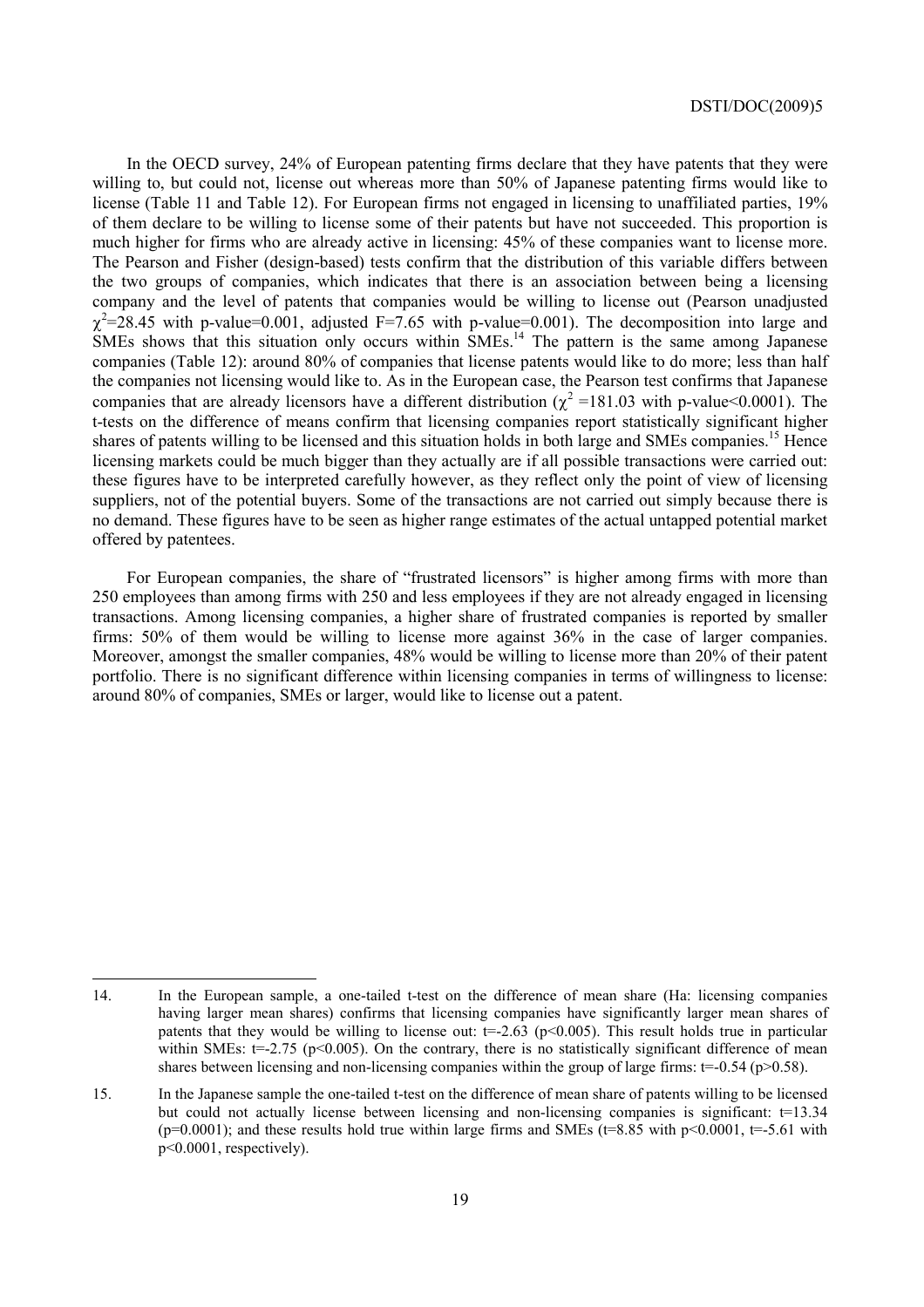In the OECD survey, 24% of European patenting firms declare that they have patents that they were willing to, but could not, license out whereas more than 50% of Japanese patenting firms would like to license (Table 11 and Table 12). For European firms not engaged in licensing to unaffiliated parties, 19% of them declare to be willing to license some of their patents but have not succeeded. This proportion is much higher for firms who are already active in licensing: 45% of these companies want to license more. The Pearson and Fisher (design-based) tests confirm that the distribution of this variable differs between the two groups of companies, which indicates that there is an association between being a licensing company and the level of patents that companies would be willing to license out (Pearson unadjusted $\chi^2=28.45$ with p-value=0.001, adjusted F=7.65 with p-value=0.001). The decomposition into large and SMEs shows that this situation only occurs within SMEs.[14] The pattern is the same among Japanese companies (Table 12): around 80% of companies that license patents would like to do more; less than half the companies not licensing would like to. As in the European case, the Pearson test confirms that Japanese companies that are already licensors have a different distribution ($\chi^2=181.03$ with p-value<0.0001). The t-tests on the difference of means confirm that licensing companies report statistically significant higher shares of patents willing to be licensed and this situation holds in both large and SMEs companies.[15] Hence licensing markets could be much bigger than they actually are if all possible transactions were carried out: these figures have to be interpreted carefully however, as they reflect only the point of view of licensing suppliers, not of the potential buyers. Some of the transactions are not carried out simply because there is no demand. These figures have to be seen as higher range estimates of the actual untapped potential market offered by patentees.

For European companies, the share of "frustrated licensors" is higher among firms with more than 250 employees than among firms with 250 and less employees if they are not already engaged in licensing transactions. Among licensing companies, a higher share of frustrated companies is reported by smaller firms: 50% of them would be willing to license more against 36% in the case of larger companies. Moreover, amongst the smaller companies, 48% would be willing to license more than 20% of their patent portfolio. There is no significant difference within licensing companies in terms of willingness to license: around 80% of companies, SMEs or larger, would like to license out a patent.

---

14. In the European sample, a one-tailed t-test on the difference of mean share (Ha: licensing companies having larger mean shares) confirms that licensing companies have significantly larger mean shares of patents that they would be willing to license out: t=-2.63 ($p<0.005$). This result holds true in particular within SMEs: t=-2.75 ($p<0.005$). On the contrary, there is no statistically significant difference of mean shares between licensing and non-licensing companies within the group of large firms: t=-0.54 ($p>0.58$).

15. In the Japanese sample the one-tailed t-test on the difference of mean share of patents willing to be licensed but could not actually license between licensing and non-licensing companies is significant: t=13.34 (p=0.0001); and these results hold true within large firms and SMEs (t=8.85 with $p<0.0001$, t=-5.61 with $p<0.0001$, respectively).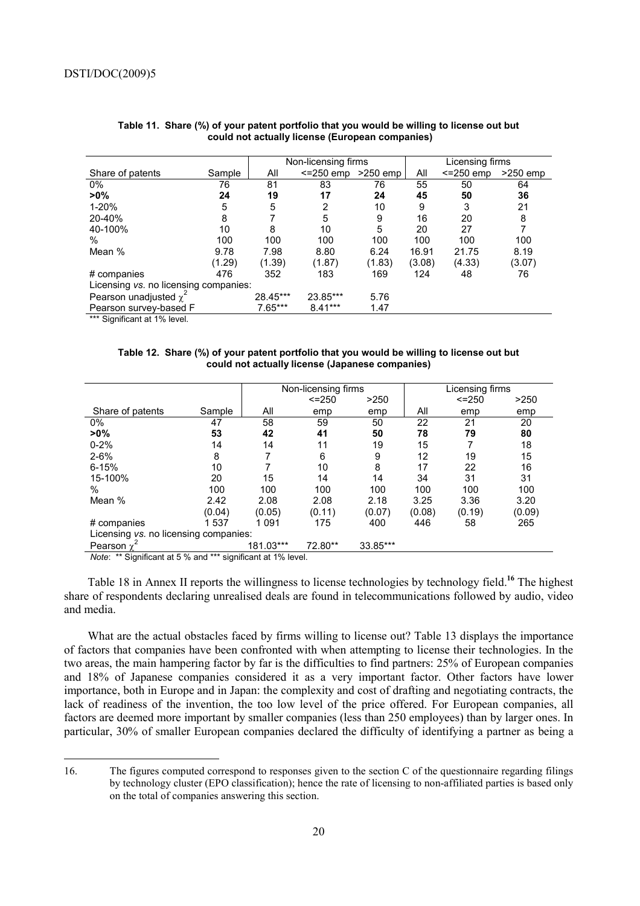**Table 11. Share (%) of your patent portfolio that you would be willing to license out but could not actually license (European companies)**

| | | Non-licensing firms | | | Licensing firms | | |
|---|---|---|---|---|---|---|---|
| Share of patents | Sample | All | <=250 emp | >250 emp | All | <=250 emp | >250 emp |
| 0% | 76 | 81 | 83 | 76 | 55 | 50 | 64 |
| **>0%** | **24** | **19** | **17** | **24** | **45** | **50** | **36** |
| 1-20% | 5 | 5 | 2 | 10 | 9 | 3 | 21 |
| 20-40% | 8 | 7 | 5 | 9 | 16 | 20 | 8 |
| 40-100% | 10 | 8 | 10 | 5 | 20 | 27 | 7 |
| % | 100 | 100 | 100 | 100 | 100 | 100 | 100 |
| Mean % | 9.78 | 7.98 | 8.80 | 6.24 | 16.91 | 21.75 | 8.19 |
| | (1.29) | (1.39) | (1.87) | (1.83) | (3.08) | (4.33) | (3.07) |
| # companies | 476 | 352 | 183 | 169 | 124 | 48 | 76 |
| Licensing *vs.* no licensing companies: | | | | | | | |
| Pearson unadjusted $\chi^2$ | | 28.45*** | 23.85*** | 5.76 | | | |
| Pearson survey-based F | | 7.65*** | 8.41*** | 1.47 | | | |

*** Significant at 1% level.

**Table 12. Share (%) of your patent portfolio that you would be willing to license out but could not actually license (Japanese companies)**

| | | Non-licensing firms | | | Licensing firms | | |
|---|---|---|---|---|---|---|---|
| Share of patents | Sample | All | <=250 emp | >250 emp | All | <=250 emp | >250 emp |
| 0% | 47 | 58 | 59 | 50 | 22 | 21 | 20 |
| **>0%** | **53** | **42** | **41** | **50** | **78** | **79** | **80** |
| 0-2% | 14 | 14 | 11 | 19 | 15 | 7 | 18 |
| 2-6% | 8 | 7 | 6 | 9 | 12 | 19 | 15 |
| 6-15% | 10 | 7 | 10 | 8 | 17 | 22 | 16 |
| 15-100% | 20 | 15 | 14 | 14 | 34 | 31 | 31 |
| % | 100 | 100 | 100 | 100 | 100 | 100 | 100 |
| Mean % | 2.42 | 2.08 | 2.08 | 2.18 | 3.25 | 3.36 | 3.20 |
| | (0.04) | (0.05) | (0.11) | (0.07) | (0.08) | (0.19) | (0.09) |
| # companies | 1 537 | 1 091 | 175 | 400 | 446 | 58 | 265 |
| Licensing *vs.* no licensing companies: | | | | | | | |
| Pearson $\chi^2$ | | 181.03*** | 72.80** | 33.85*** | | | |

*Note*: ** Significant at 5 % and *** significant at 1% level.

Table 18 in Annex II reports the willingness to license technologies by technology field.[16] The highest share of respondents declaring unrealised deals are found in telecommunications followed by audio, video and media.

What are the actual obstacles faced by firms willing to license out? Table 13 displays the importance of factors that companies have been confronted with when attempting to license their technologies. In the two areas, the main hampering factor by far is the difficulties to find partners: 25% of European companies and 18% of Japanese companies considered it as a very important factor. Other factors have lower importance, both in Europe and in Japan: the complexity and cost of drafting and negotiating contracts, the lack of readiness of the invention, the too low level of the price offered. For European companies, all factors are deemed more important by smaller companies (less than 250 employees) than by larger ones. In particular, 30% of smaller European companies declared the difficulty of identifying a partner as being a

16. The figures computed correspond to responses given to the section C of the questionnaire regarding filings by technology cluster (EPO classification); hence the rate of licensing to non-affiliated parties is based only on the total of companies answering this section.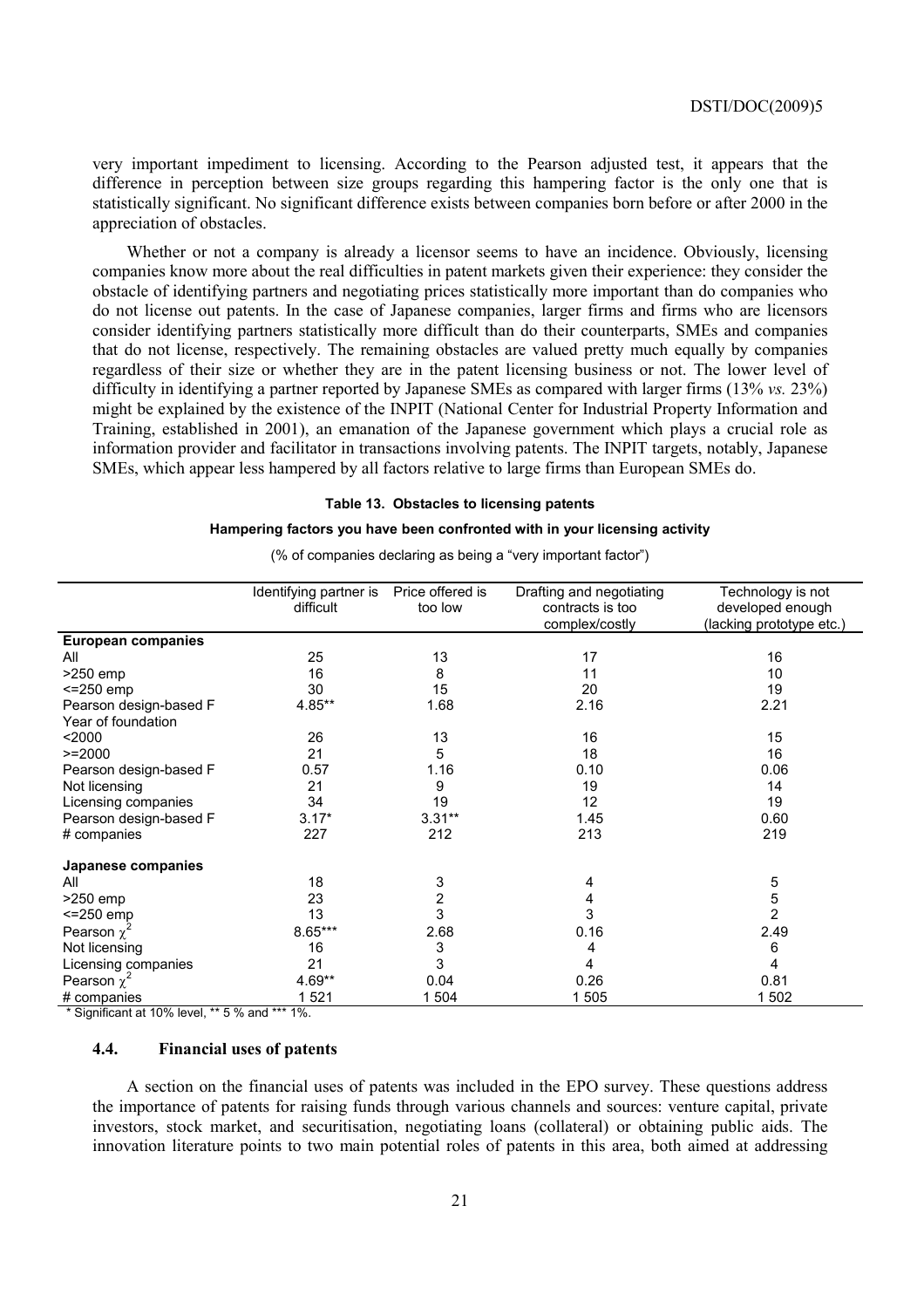very important impediment to licensing. According to the Pearson adjusted test, it appears that the difference in perception between size groups regarding this hampering factor is the only one that is statistically significant. No significant difference exists between companies born before or after 2000 in the appreciation of obstacles.

Whether or not a company is already a licensor seems to have an incidence. Obviously, licensing companies know more about the real difficulties in patent markets given their experience: they consider the obstacle of identifying partners and negotiating prices statistically more important than do companies who do not license out patents. In the case of Japanese companies, larger firms and firms who are licensors consider identifying partners statistically more difficult than do their counterparts, SMEs and companies that do not license, respectively. The remaining obstacles are valued pretty much equally by companies regardless of their size or whether they are in the patent licensing business or not. The lower level of difficulty in identifying a partner reported by Japanese SMEs as compared with larger firms (13% *vs.* 23%) might be explained by the existence of the INPIT (National Center for Industrial Property Information and Training, established in 2001), an emanation of the Japanese government which plays a crucial role as information provider and facilitator in transactions involving patents. The INPIT targets, notably, Japanese SMEs, which appear less hampered by all factors relative to large firms than European SMEs do.

**Table 13. Obstacles to licensing patents**

**Hampering factors you have been confronted with in your licensing activity**

(% of companies declaring as being a "very important factor")

| | Identifying partner is difficult | Price offered is too low | Drafting and negotiating contracts is too complex/costly | Technology is not developed enough (lacking prototype etc.) |
|---|---|---|---|---|
| **European companies** | | | | |
| All | 25 | 13 | 17 | 16 |
| >250 emp | 16 | 8 | 11 | 10 |
| <=250 emp | 30 | 15 | 20 | 19 |
| Pearson design-based F | 4.85** | 1.68 | 2.16 | 2.21 |
| Year of foundation | | | | |
| <2000 | 26 | 13 | 16 | 15 |
| >=2000 | 21 | 5 | 18 | 16 |
| Pearson design-based F | 0.57 | 1.16 | 0.10 | 0.06 |
| Not licensing | 21 | 9 | 19 | 14 |
| Licensing companies | 34 | 19 | 12 | 19 |
| Pearson design-based F | 3.17* | 3.31** | 1.45 | 0.60 |
| # companies | 227 | 212 | 213 | 219 |
| **Japanese companies** | | | | |
| All | 18 | 3 | 4 | 5 |
| >250 emp | 23 | 2 | 4 | 5 |
| <=250 emp | 13 | 3 | 3 | 2 |
| Pearson $\chi^2$ | 8.65*** | 2.68 | 0.16 | 2.49 |
| Not licensing | 16 | 3 | 4 | 6 |
| Licensing companies | 21 | 3 | 4 | 4 |
| Pearson $\chi^2$ | 4.69** | 0.04 | 0.26 | 0.81 |
| # companies | 1 521 | 1 504 | 1 505 | 1 502 |

\* Significant at 10% level, ** 5 % and *** 1%.

### 4.4. Financial uses of patents

A section on the financial uses of patents was included in the EPO survey. These questions address the importance of patents for raising funds through various channels and sources: venture capital, private investors, stock market, and securitisation, negotiating loans (collateral) or obtaining public aids. The innovation literature points to two main potential roles of patents in this area, both aimed at addressing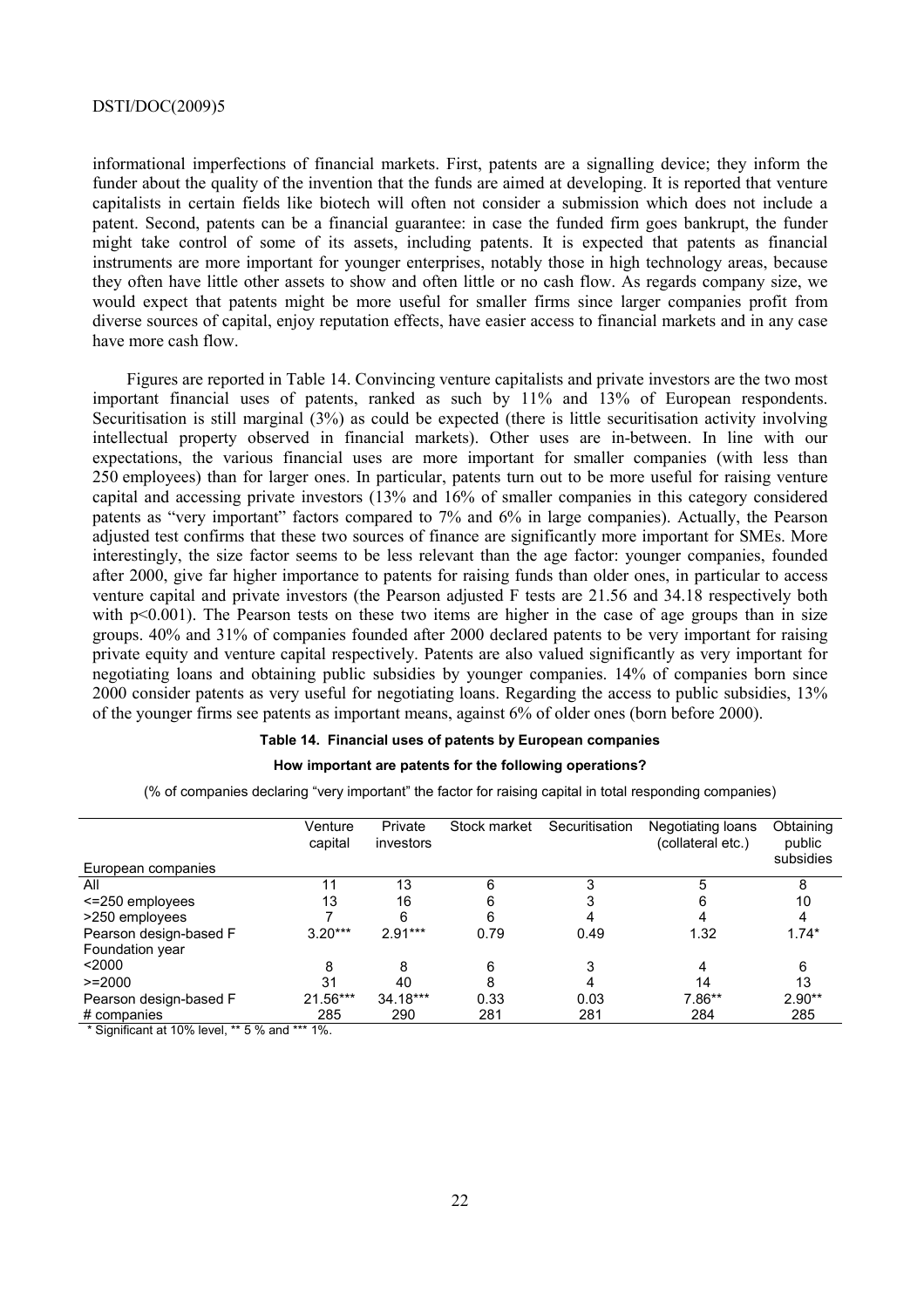informational imperfections of financial markets. First, patents are a signalling device; they inform the funder about the quality of the invention that the funds are aimed at developing. It is reported that venture capitalists in certain fields like biotech will often not consider a submission which does not include a patent. Second, patents can be a financial guarantee: in case the funded firm goes bankrupt, the funder might take control of some of its assets, including patents. It is expected that patents as financial instruments are more important for younger enterprises, notably those in high technology areas, because they often have little other assets to show and often little or no cash flow. As regards company size, we would expect that patents might be more useful for smaller firms since larger companies profit from diverse sources of capital, enjoy reputation effects, have easier access to financial markets and in any case have more cash flow.

Figures are reported in Table 14. Convincing venture capitalists and private investors are the two most important financial uses of patents, ranked as such by 11% and 13% of European respondents. Securitisation is still marginal (3%) as could be expected (there is little securitisation activity involving intellectual property observed in financial markets). Other uses are in-between. In line with our expectations, the various financial uses are more important for smaller companies (with less than 250 employees) than for larger ones. In particular, patents turn out to be more useful for raising venture capital and accessing private investors (13% and 16% of smaller companies in this category considered patents as "very important" factors compared to 7% and 6% in large companies). Actually, the Pearson adjusted test confirms that these two sources of finance are significantly more important for SMEs. More interestingly, the size factor seems to be less relevant than the age factor: younger companies, founded after 2000, give far higher importance to patents for raising funds than older ones, in particular to access venture capital and private investors (the Pearson adjusted F tests are 21.56 and 34.18 respectively both with $p<0.001$). The Pearson tests on these two items are higher in the case of age groups than in size groups. 40% and 31% of companies founded after 2000 declared patents to be very important for raising private equity and venture capital respectively. Patents are also valued significantly as very important for negotiating loans and obtaining public subsidies by younger companies. 14% of companies born since 2000 consider patents as very useful for negotiating loans. Regarding the access to public subsidies, 13% of the younger firms see patents as important means, against 6% of older ones (born before 2000).

**Table 14. Financial uses of patents by European companies**

**How important are patents for the following operations?**

(% of companies declaring "very important" the factor for raising capital in total responding companies)

| European companies | Venture capital | Private investors | Stock market | Securitisation | Negotiating loans (collateral etc.) | Obtaining public subsidies |
|---|---|---|---|---|---|---|
| All | 11 | 13 | 6 | 3 | 5 | 8 |
| <=250 employees | 13 | 16 | 6 | 3 | 6 | 10 |
| >250 employees | 7 | 6 | 6 | 4 | 4 | 4 |
| Pearson design-based F | 3.20*** | 2.91*** | 0.79 | 0.49 | 1.32 | 1.74* |
| Foundation year | | | | | | |
| <2000 | 8 | 8 | 6 | 3 | 4 | 6 |
| >=2000 | 31 | 40 | 8 | 4 | 14 | 13 |
| Pearson design-based F | 21.56*** | 34.18*** | 0.33 | 0.03 | 7.86** | 2.90** |
| # companies | 285 | 290 | 281 | 281 | 284 | 285 |

* Significant at 10% level, ** 5 % and *** 1%.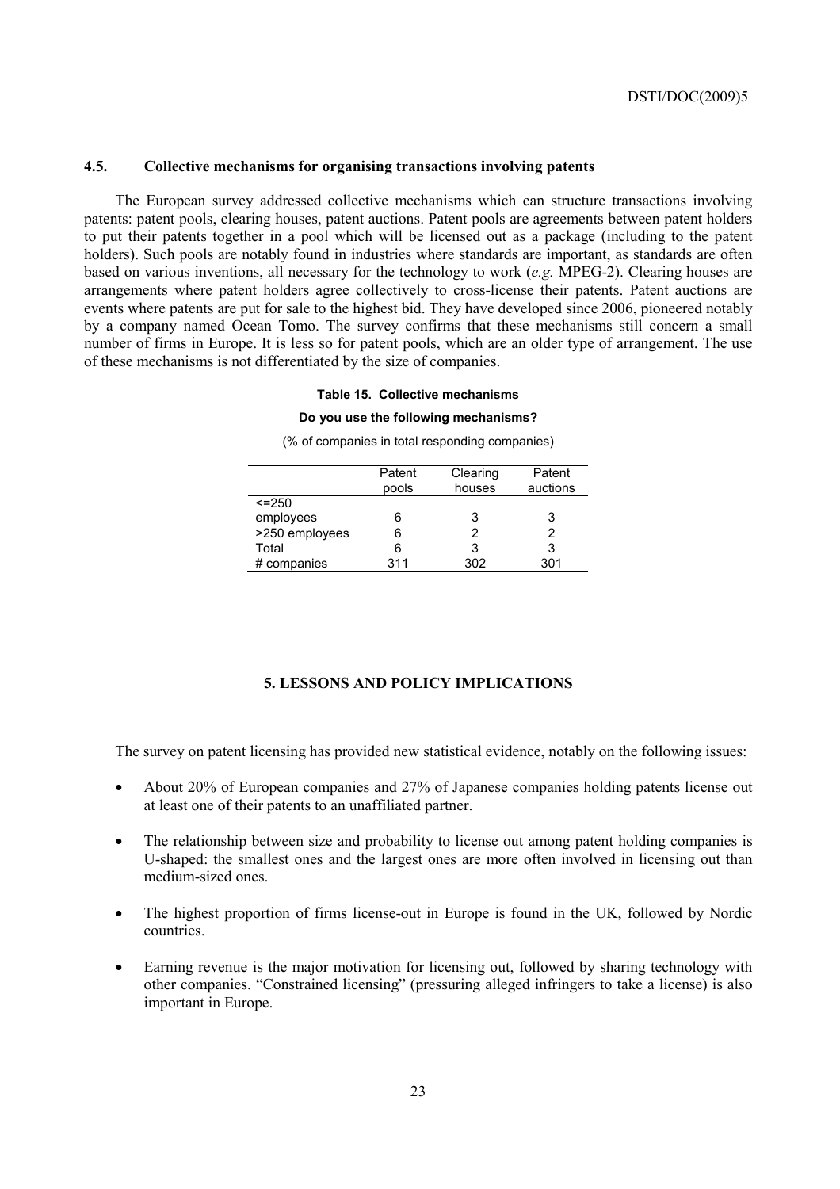### 4.5. Collective mechanisms for organising transactions involving patents

The European survey addressed collective mechanisms which can structure transactions involving patents: patent pools, clearing houses, patent auctions. Patent pools are agreements between patent holders to put their patents together in a pool which will be licensed out as a package (including to the patent holders). Such pools are notably found in industries where standards are important, as standards are often based on various inventions, all necessary for the technology to work (*e.g.* MPEG-2). Clearing houses are arrangements where patent holders agree collectively to cross-license their patents. Patent auctions are events where patents are put for sale to the highest bid. They have developed since 2006, pioneered notably by a company named Ocean Tomo. The survey confirms that these mechanisms still concern a small number of firms in Europe. It is less so for patent pools, which are an older type of arrangement. The use of these mechanisms is not differentiated by the size of companies.

**Table 15. Collective mechanisms**

**Do you use the following mechanisms?**

(% of companies in total responding companies)

| | Patent pools | Clearing houses | Patent auctions |
|---|---|---|---|
| <=250 employees | 6 | 3 | 3 |
| >250 employees | 6 | 2 | 2 |
| Total | 6 | 3 | 3 |
| # companies | 311 | 302 | 301 |

## 5. LESSONS AND POLICY IMPLICATIONS

The survey on patent licensing has provided new statistical evidence, notably on the following issues:

- About 20% of European companies and 27% of Japanese companies holding patents license out at least one of their patents to an unaffiliated partner.
- The relationship between size and probability to license out among patent holding companies is U-shaped: the smallest ones and the largest ones are more often involved in licensing out than medium-sized ones.
- The highest proportion of firms license-out in Europe is found in the UK, followed by Nordic countries.
- Earning revenue is the major motivation for licensing out, followed by sharing technology with other companies. "Constrained licensing" (pressuring alleged infringers to take a license) is also important in Europe.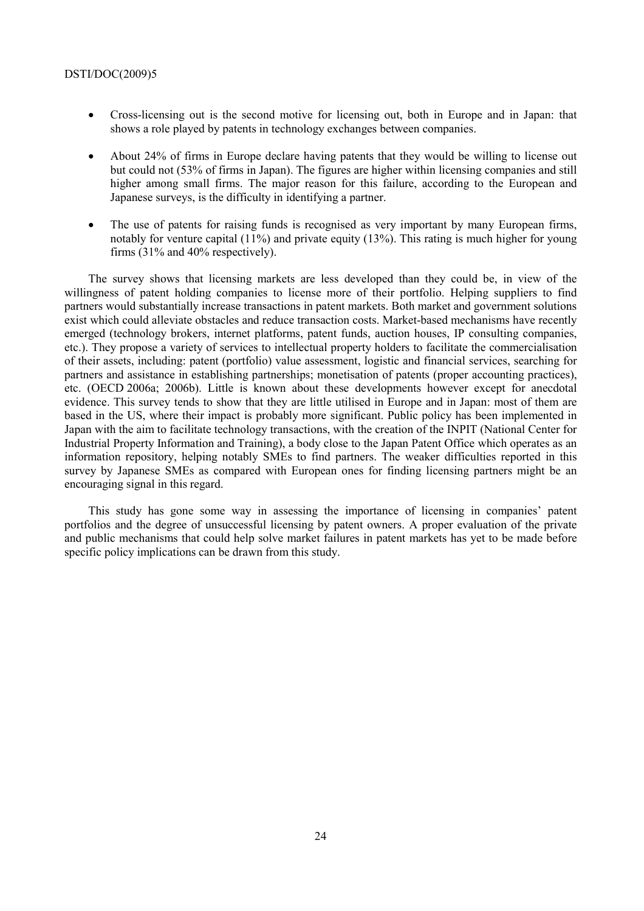- Cross-licensing out is the second motive for licensing out, both in Europe and in Japan: that shows a role played by patents in technology exchanges between companies.

- About 24% of firms in Europe declare having patents that they would be willing to license out but could not (53% of firms in Japan). The figures are higher within licensing companies and still higher among small firms. The major reason for this failure, according to the European and Japanese surveys, is the difficulty in identifying a partner.

- The use of patents for raising funds is recognised as very important by many European firms, notably for venture capital (11%) and private equity (13%). This rating is much higher for young firms (31% and 40% respectively).

The survey shows that licensing markets are less developed than they could be, in view of the willingness of patent holding companies to license more of their portfolio. Helping suppliers to find partners would substantially increase transactions in patent markets. Both market and government solutions exist which could alleviate obstacles and reduce transaction costs. Market-based mechanisms have recently emerged (technology brokers, internet platforms, patent funds, auction houses, IP consulting companies, etc.). They propose a variety of services to intellectual property holders to facilitate the commercialisation of their assets, including: patent (portfolio) value assessment, logistic and financial services, searching for partners and assistance in establishing partnerships; monetisation of patents (proper accounting practices), etc. (OECD 2006a; 2006b). Little is known about these developments however except for anecdotal evidence. This survey tends to show that they are little utilised in Europe and in Japan: most of them are based in the US, where their impact is probably more significant. Public policy has been implemented in Japan with the aim to facilitate technology transactions, with the creation of the INPIT (National Center for Industrial Property Information and Training), a body close to the Japan Patent Office which operates as an information repository, helping notably SMEs to find partners. The weaker difficulties reported in this survey by Japanese SMEs as compared with European ones for finding licensing partners might be an encouraging signal in this regard.

This study has gone some way in assessing the importance of licensing in companies' patent portfolios and the degree of unsuccessful licensing by patent owners. A proper evaluation of the private and public mechanisms that could help solve market failures in patent markets has yet to be made before specific policy implications can be drawn from this study.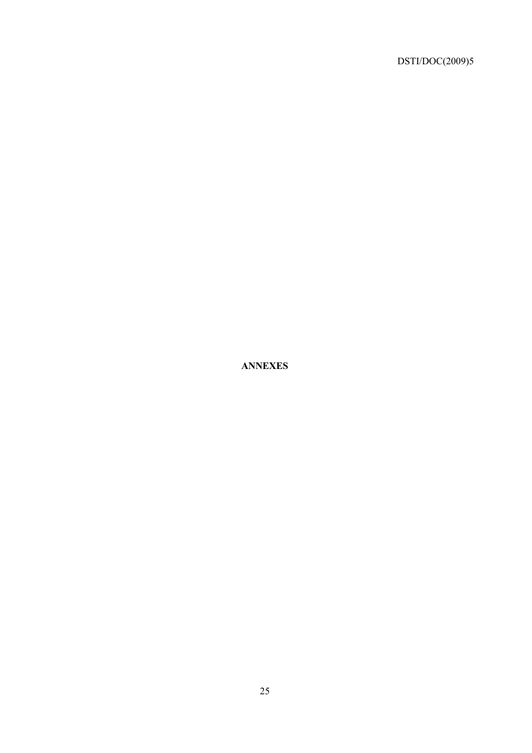# ANNEXES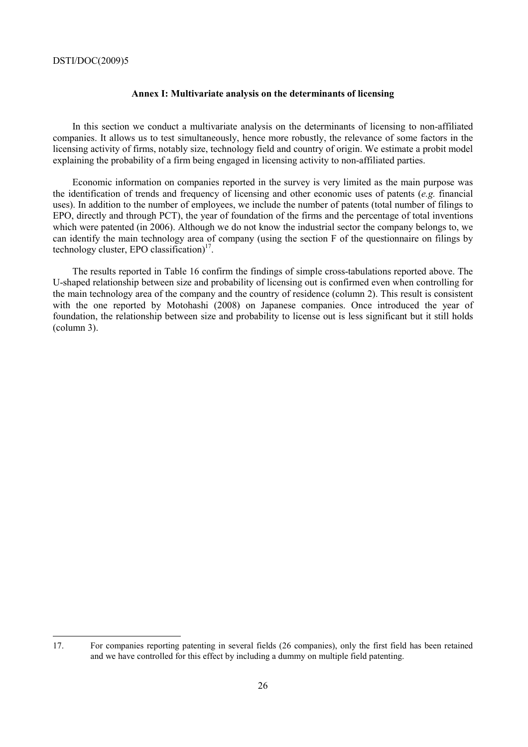## Annex I: Multivariate analysis on the determinants of licensing

In this section we conduct a multivariate analysis on the determinants of licensing to non-affiliated companies. It allows us to test simultaneously, hence more robustly, the relevance of some factors in the licensing activity of firms, notably size, technology field and country of origin. We estimate a probit model explaining the probability of a firm being engaged in licensing activity to non-affiliated parties.

Economic information on companies reported in the survey is very limited as the main purpose was the identification of trends and frequency of licensing and other economic uses of patents (*e.g.* financial uses). In addition to the number of employees, we include the number of patents (total number of filings to EPO, directly and through PCT), the year of foundation of the firms and the percentage of total inventions which were patented (in 2006). Although we do not know the industrial sector the company belongs to, we can identify the main technology area of company (using the section F of the questionnaire on filings by technology cluster, EPO classification)[17].

The results reported in Table 16 confirm the findings of simple cross-tabulations reported above. The U-shaped relationship between size and probability of licensing out is confirmed even when controlling for the main technology area of the company and the country of residence (column 2). This result is consistent with the one reported by Motohashi (2008) on Japanese companies. Once introduced the year of foundation, the relationship between size and probability to license out is less significant but it still holds (column 3).

---

17. For companies reporting patenting in several fields (26 companies), only the first field has been retained and we have controlled for this effect by including a dummy on multiple field patenting.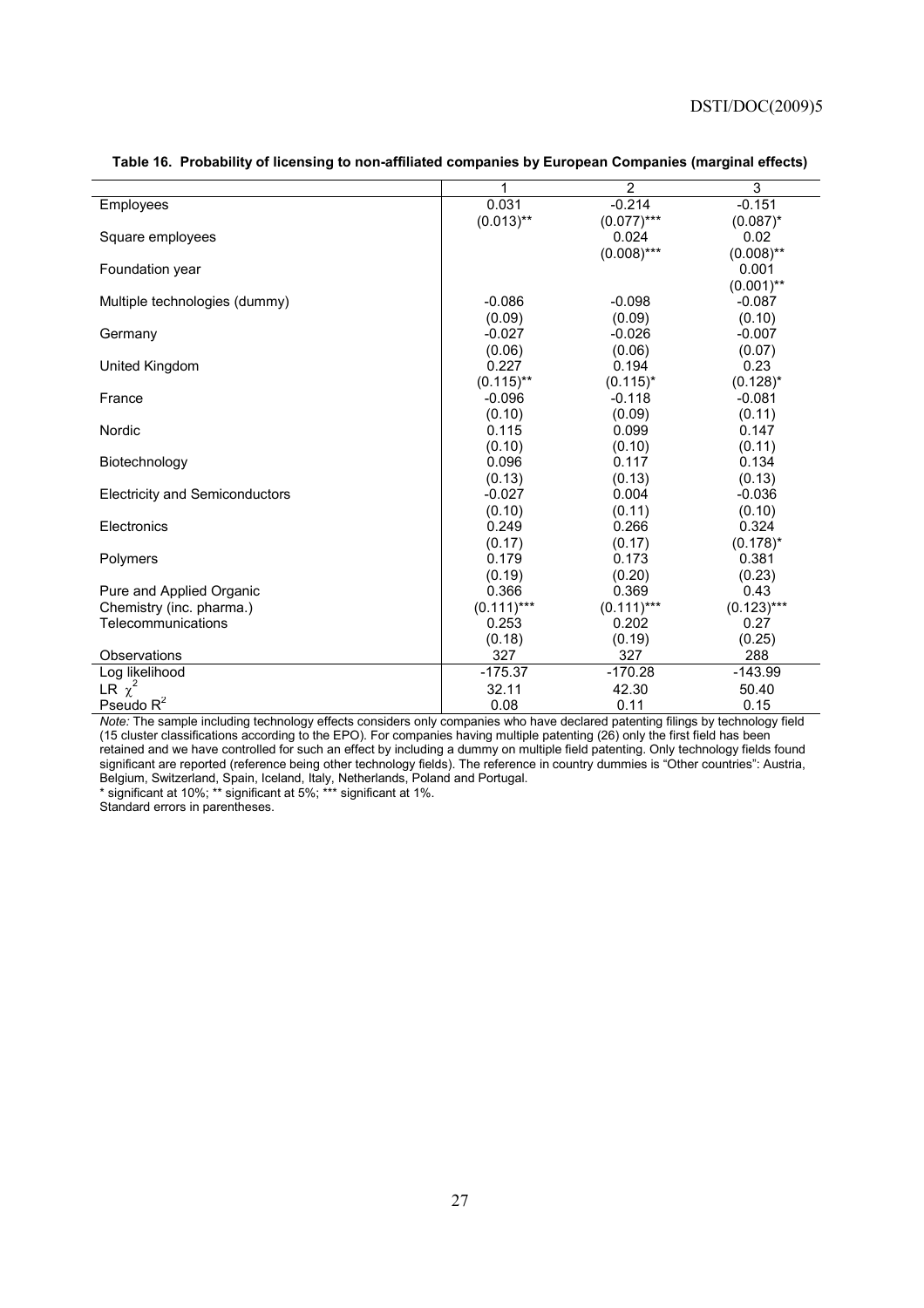**Table 16. Probability of licensing to non-affiliated companies by European Companies (marginal effects)**

| | 1 | 2 | 3 |
|---|---|---|---|
| Employees | 0.031 | -0.214 | -0.151 |
| | (0.013)** | (0.077)*** | (0.087)* |
| Square employees | | 0.024 | 0.02 |
| | | (0.008)*** | (0.008)** |
| Foundation year | | | 0.001 |
| | | | (0.001)** |
| Multiple technologies (dummy) | -0.086 | -0.098 | -0.087 |
| | (0.09) | (0.09) | (0.10) |
| Germany | -0.027 | -0.026 | -0.007 |
| | (0.06) | (0.06) | (0.07) |
| United Kingdom | 0.227 | 0.194 | 0.23 |
| | (0.115)** | (0.115)* | (0.128)* |
| France | -0.096 | -0.118 | -0.081 |
| | (0.10) | (0.09) | (0.11) |
| Nordic | 0.115 | 0.099 | 0.147 |
| | (0.10) | (0.10) | (0.11) |
| Biotechnology | 0.096 | 0.117 | 0.134 |
| | (0.13) | (0.13) | (0.13) |
| Electricity and Semiconductors | -0.027 | 0.004 | -0.036 |
| | (0.10) | (0.11) | (0.10) |
| Electronics | 0.249 | 0.266 | 0.324 |
| | (0.17) | (0.17) | (0.178)* |
| Polymers | 0.179 | 0.173 | 0.381 |
| | (0.19) | (0.20) | (0.23) |
| Pure and Applied Organic Chemistry (inc. pharma.) | 0.366 | 0.369 | 0.43 |
| | (0.111)*** | (0.111)*** | (0.123)*** |
| Telecommunications | 0.253 | 0.202 | 0.27 |
| | (0.18) | (0.19) | (0.25) |
| Observations | 327 | 327 | 288 |
| Log likelihood | -175.37 | -170.28 | -143.99 |
| LR $\chi^2$ | 32.11 | 42.30 | 50.40 |
| Pseudo $R^2$ | 0.08 | 0.11 | 0.15 |

*Note:* The sample including technology effects considers only companies who have declared patenting filings by technology field (15 cluster classifications according to the EPO). For companies having multiple patenting (26) only the first field has been retained and we have controlled for such an effect by including a dummy on multiple field patenting. Only technology fields found significant are reported (reference being other technology fields). The reference in country dummies is "Other countries": Austria, Belgium, Switzerland, Spain, Iceland, Italy, Netherlands, Poland and Portugal.

* significant at 10%; ** significant at 5%; *** significant at 1%.

Standard errors in parentheses.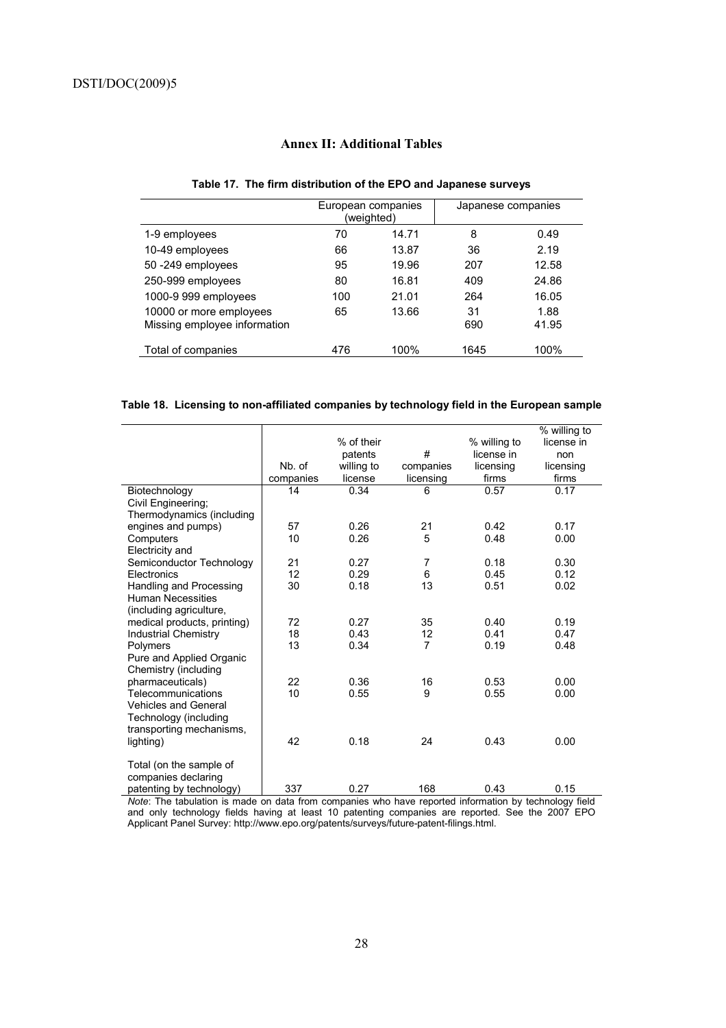## Annex II: Additional Tables

**Table 17. The firm distribution of the EPO and Japanese surveys**

| | European companies (weighted) | | Japanese companies | |
|---|---|---|---|---|
| 1-9 employees | 70 | 14.71 | 8 | 0.49 |
| 10-49 employees | 66 | 13.87 | 36 | 2.19 |
| 50 -249 employees | 95 | 19.96 | 207 | 12.58 |
| 250-999 employees | 80 | 16.81 | 409 | 24.86 |
| 1000-9 999 employees | 100 | 21.01 | 264 | 16.05 |
| 10000 or more employees | 65 | 13.66 | 31 | 1.88 |
| Missing employee information | | | 690 | 41.95 |
| Total of companies | 476 | 100% | 1645 | 100% |

**Table 18. Licensing to non-affiliated companies by technology field in the European sample**

| | Nb. of companies | % of their patents willing to license | # companies licensing | % willing to license in licensing firms | % willing to license in non licensing firms |
|---|---|---|---|---|---|
| Biotechnology | 14 | 0.34 | 6 | 0.57 | 0.17 |
| Civil Engineering; Thermodynamics (including engines and pumps) | 57 | 0.26 | 21 | 0.42 | 0.17 |
| Computers | 10 | 0.26 | 5 | 0.48 | 0.00 |
| Electricity and Semiconductor Technology | 21 | 0.27 | 7 | 0.18 | 0.30 |
| Electronics | 12 | 0.29 | 6 | 0.45 | 0.12 |
| Handling and Processing | 30 | 0.18 | 13 | 0.51 | 0.02 |
| Human Necessities (including agriculture, medical products, printing) | 72 | 0.27 | 35 | 0.40 | 0.19 |
| Industrial Chemistry | 18 | 0.43 | 12 | 0.41 | 0.47 |
| Polymers | 13 | 0.34 | 7 | 0.19 | 0.48 |
| Pure and Applied Organic Chemistry (including pharmaceuticals) | 22 | 0.36 | 16 | 0.53 | 0.00 |
| Telecommunications | 10 | 0.55 | 9 | 0.55 | 0.00 |
| Vehicles and General Technology (including transporting mechanisms, lighting) | 42 | 0.18 | 24 | 0.43 | 0.00 |
| Total (on the sample of companies declaring patenting by technology) | 337 | 0.27 | 168 | 0.43 | 0.15 |

*Note*: The tabulation is made on data from companies who have reported information by technology field and only technology fields having at least 10 patenting companies are reported. See the 2007 EPO Applicant Panel Survey: http://www.epo.org/patents/surveys/future-patent-filings.html.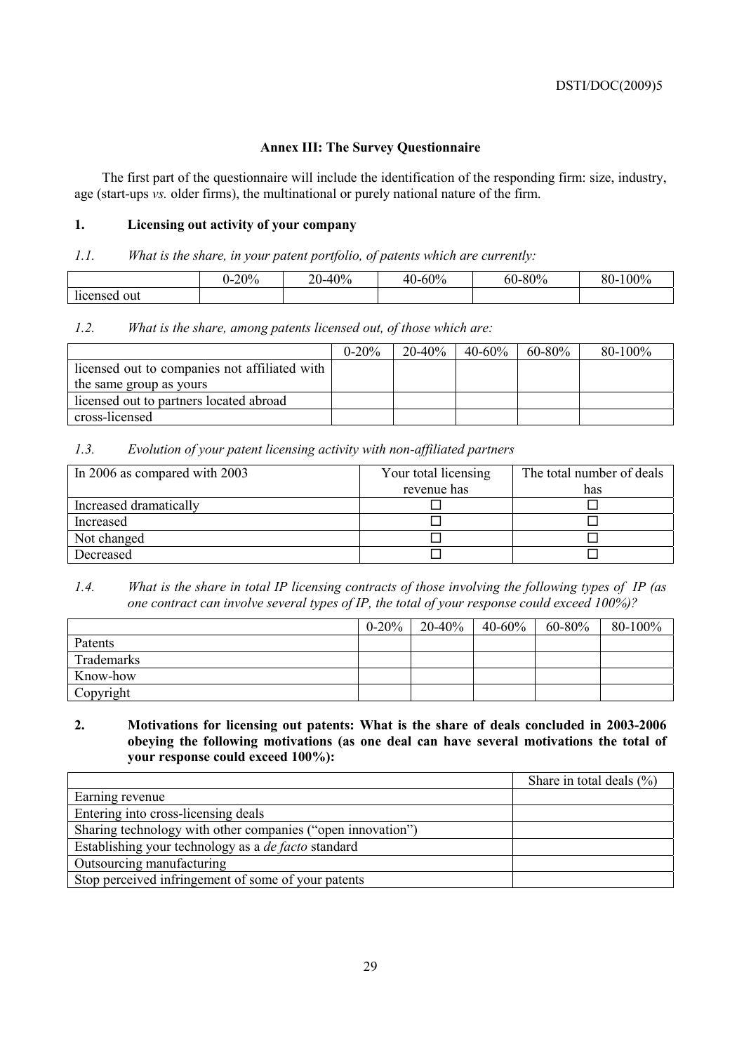## Annex III: The Survey Questionnaire

The first part of the questionnaire will include the identification of the responding firm: size, industry, age (start-ups *vs.* older firms), the multinational or purely national nature of the firm.

### 1. Licensing out activity of your company

*1.1. What is the share, in your patent portfolio, of patents which are currently:*

| | 0-20% | 20-40% | 40-60% | 60-80% | 80-100% |
|---|---|---|---|---|---|
| licensed out | | | | | |

*1.2. What is the share, among patents licensed out, of those which are:*

| | 0-20% | 20-40% | 40-60% | 60-80% | 80-100% |
|---|---|---|---|---|---|
| licensed out to companies not affiliated with the same group as yours | | | | | |
| licensed out to partners located abroad | | | | | |
| cross-licensed | | | | | |

*1.3. Evolution of your patent licensing activity with non-affiliated partners*

| In 2006 as compared with 2003 | Your total licensing revenue has | The total number of deals has |
|---|---|---|
| Increased dramatically | ☐ | ☐ |
| Increased | ☐ | ☐ |
| Not changed | ☐ | ☐ |
| Decreased | ☐ | ☐ |

*1.4. What is the share in total IP licensing contracts of those involving the following types of IP (as one contract can involve several types of IP, the total of your response could exceed 100%)?*

| | 0-20% | 20-40% | 40-60% | 60-80% | 80-100% |
|---|---|---|---|---|---|
| Patents | | | | | |
| Trademarks | | | | | |
| Know-how | | | | | |
| Copyright | | | | | |

### 2. Motivations for licensing out patents: What is the share of deals concluded in 2003-2006 obeying the following motivations (as one deal can have several motivations the total of your response could exceed 100%):

| | Share in total deals (%) |
|---|---|
| Earning revenue | |
| Entering into cross-licensing deals | |
| Sharing technology with other companies ("open innovation") | |
| Establishing your technology as a *de facto* standard | |
| Outsourcing manufacturing | |
| Stop perceived infringement of some of your patents | |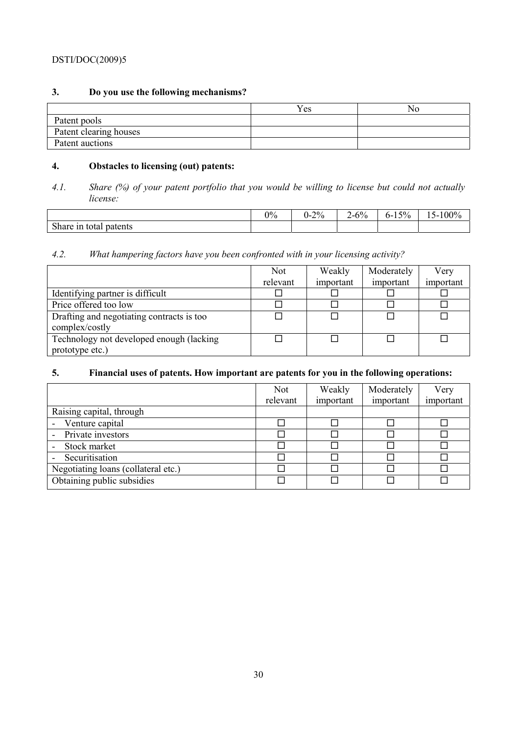### 3. Do you use the following mechanisms?

| | Yes | No |
|---|---|---|
| Patent pools | | |
| Patent clearing houses | | |
| Patent auctions | | |

### 4. Obstacles to licensing (out) patents:

*4.1. Share (%) of your patent portfolio that you would be willing to license but could not actually license:*

| | 0% | 0-2% | 2-6% | 6-15% | 15-100% |
|---|---|---|---|---|---|
| Share in total patents | | | | | |

*4.2. What hampering factors have you been confronted with in your licensing activity?*

| | Not relevant | Weakly important | Moderately important | Very important |
|---|---|---|---|---|
| Identifying partner is difficult | ☐ | ☐ | ☐ | ☐ |
| Price offered too low | ☐ | ☐ | ☐ | ☐ |
| Drafting and negotiating contracts is too complex/costly | ☐ | ☐ | ☐ | ☐ |
| Technology not developed enough (lacking prototype etc.) | ☐ | ☐ | ☐ | ☐ |

### 5. Financial uses of patents. How important are patents for you in the following operations:

| | Not relevant | Weakly important | Moderately important | Very important |
|---|---|---|---|---|
| Raising capital, through | | | | |
| - Venture capital | ☐ | ☐ | ☐ | ☐ |
| - Private investors | ☐ | ☐ | ☐ | ☐ |
| - Stock market | ☐ | ☐ | ☐ | ☐ |
| - Securitisation | ☐ | ☐ | ☐ | ☐ |
| Negotiating loans (collateral etc.) | ☐ | ☐ | ☐ | ☐ |
| Obtaining public subsidies | ☐ | ☐ | ☐ | ☐ |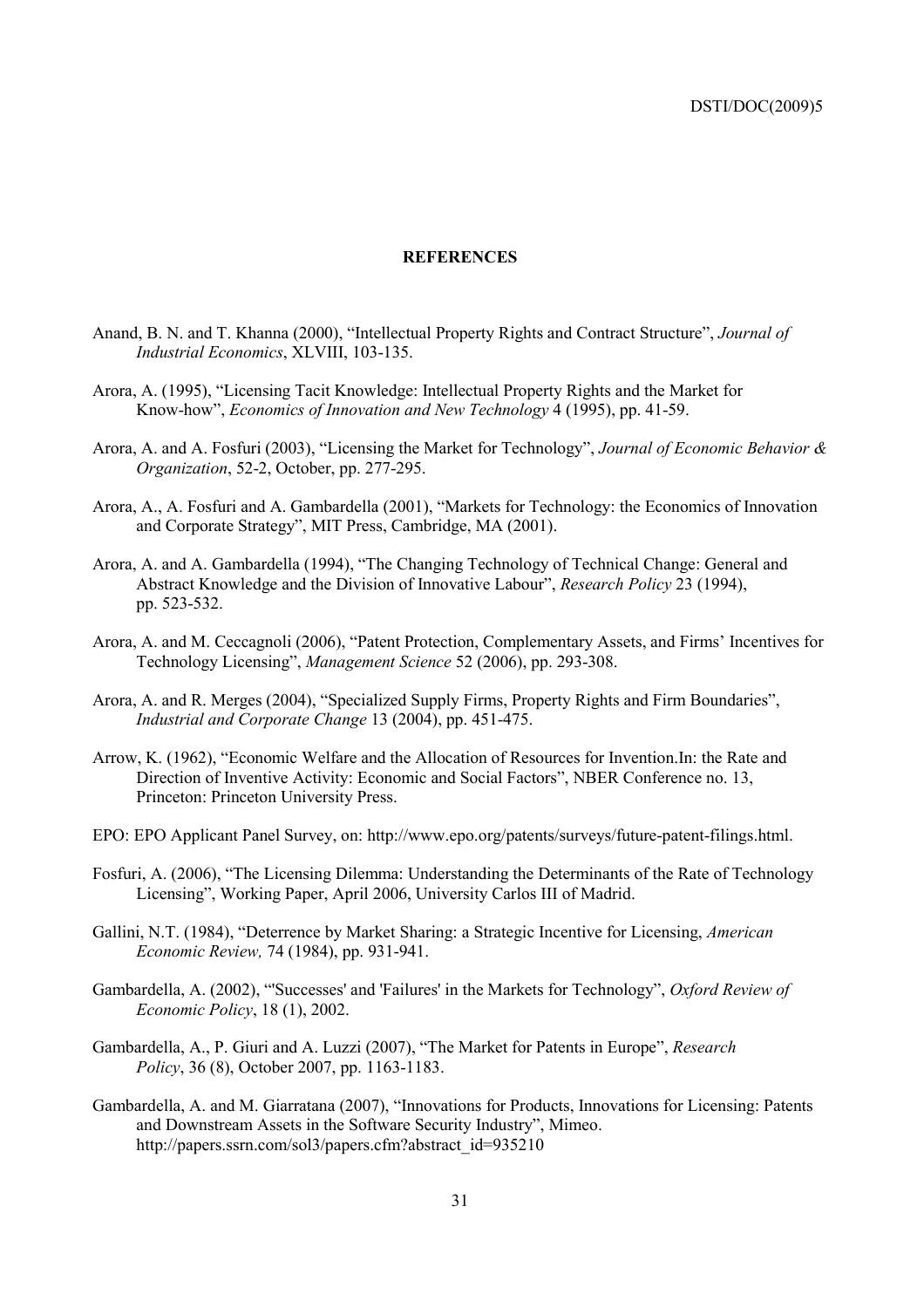**REFERENCES**

Anand, B. N. and T. Khanna (2000), "Intellectual Property Rights and Contract Structure", *Journal of Industrial Economics*, XLVIII, 103-135.

Arora, A. (1995), "Licensing Tacit Knowledge: Intellectual Property Rights and the Market for Know-how", *Economics of Innovation and New Technology* 4 (1995), pp. 41-59.

Arora, A. and A. Fosfuri (2003), "Licensing the Market for Technology", *Journal of Economic Behavior & Organization*, 52-2, October, pp. 277-295.

Arora, A., A. Fosfuri and A. Gambardella (2001), "Markets for Technology: the Economics of Innovation and Corporate Strategy", MIT Press, Cambridge, MA (2001).

Arora, A. and A. Gambardella (1994), "The Changing Technology of Technical Change: General and Abstract Knowledge and the Division of Innovative Labour", *Research Policy* 23 (1994), pp. 523-532.

Arora, A. and M. Ceccagnoli (2006), "Patent Protection, Complementary Assets, and Firms' Incentives for Technology Licensing", *Management Science* 52 (2006), pp. 293-308.

Arora, A. and R. Merges (2004), "Specialized Supply Firms, Property Rights and Firm Boundaries", *Industrial and Corporate Change* 13 (2004), pp. 451-475.

Arrow, K. (1962), "Economic Welfare and the Allocation of Resources for Invention.In: the Rate and Direction of Inventive Activity: Economic and Social Factors", NBER Conference no. 13, Princeton: Princeton University Press.

EPO: EPO Applicant Panel Survey, on: http://www.epo.org/patents/surveys/future-patent-filings.html.

Fosfuri, A. (2006), "The Licensing Dilemma: Understanding the Determinants of the Rate of Technology Licensing", Working Paper, April 2006, University Carlos III of Madrid.

Gallini, N.T. (1984), "Deterrence by Market Sharing: a Strategic Incentive for Licensing, *American Economic Review,* 74 (1984), pp. 931-941.

Gambardella, A. (2002), "'Successes' and 'Failures' in the Markets for Technology", *Oxford Review of Economic Policy*, 18 (1), 2002.

Gambardella, A., P. Giuri and A. Luzzi (2007), "The Market for Patents in Europe", *Research Policy*, 36 (8), October 2007, pp. 1163-1183.

Gambardella, A. and M. Giarratana (2007), "Innovations for Products, Innovations for Licensing: Patents and Downstream Assets in the Software Security Industry", Mimeo. http://papers.ssrn.com/sol3/papers.cfm?abstract_id=935210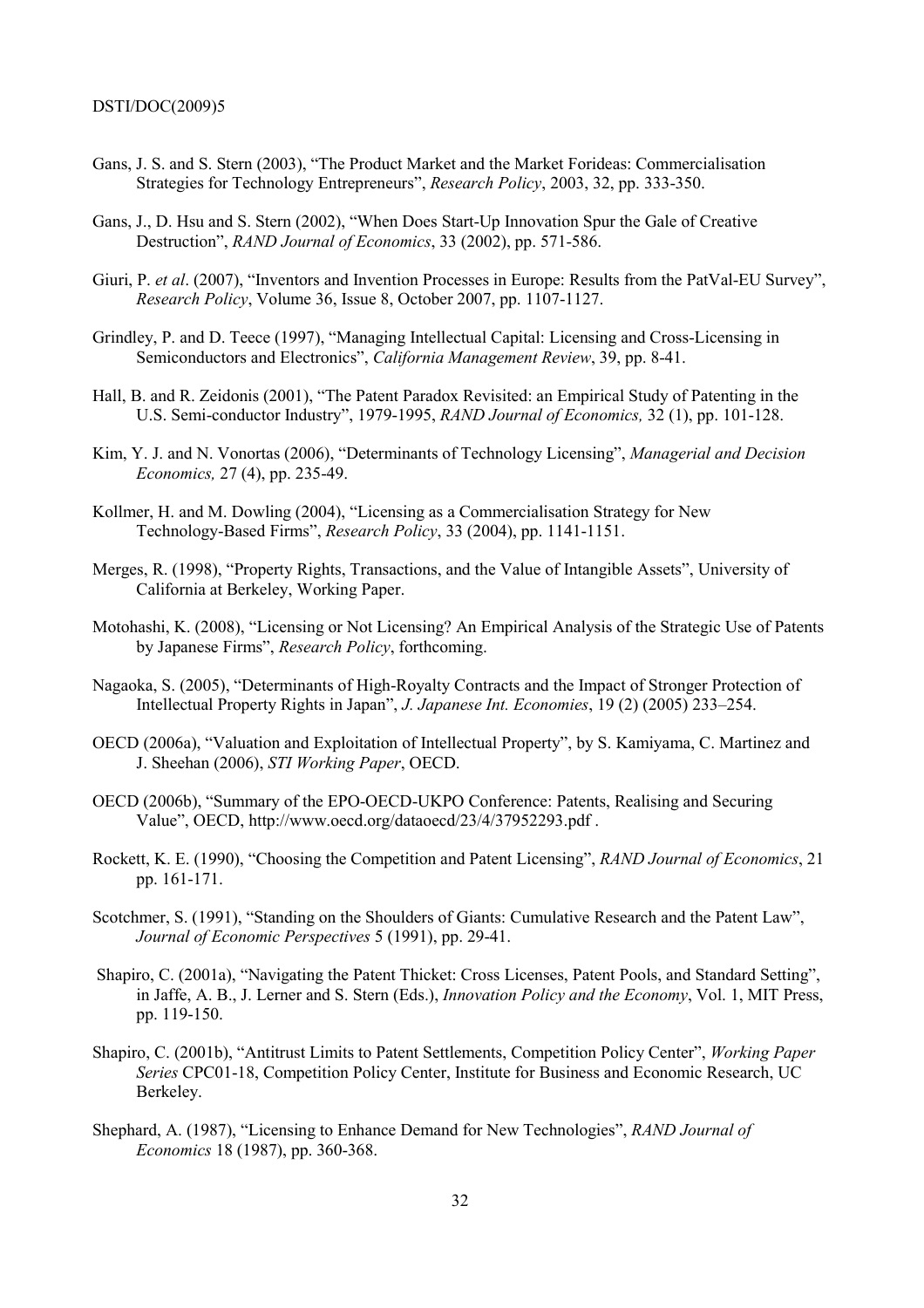Gans, J. S. and S. Stern (2003), “The Product Market and the Market Forideas: Commercialisation Strategies for Technology Entrepreneurs”, *Research Policy*, 2003, 32, pp. 333-350.

Gans, J., D. Hsu and S. Stern (2002), “When Does Start-Up Innovation Spur the Gale of Creative Destruction”, *RAND Journal of Economics*, 33 (2002), pp. 571-586.

Giuri, P. *et al*. (2007), “Inventors and Invention Processes in Europe: Results from the PatVal-EU Survey”, *Research Policy*, Volume 36, Issue 8, October 2007, pp. 1107-1127.

Grindley, P. and D. Teece (1997), “Managing Intellectual Capital: Licensing and Cross-Licensing in Semiconductors and Electronics”, *California Management Review*, 39, pp. 8-41.

Hall, B. and R. Zeidonis (2001), “The Patent Paradox Revisited: an Empirical Study of Patenting in the U.S. Semi-conductor Industry”, 1979-1995, *RAND Journal of Economics,* 32 (1), pp. 101-128.

Kim, Y. J. and N. Vonortas (2006), “Determinants of Technology Licensing”, *Managerial and Decision Economics,* 27 (4), pp. 235-49.

Kollmer, H. and M. Dowling (2004), “Licensing as a Commercialisation Strategy for New Technology-Based Firms”, *Research Policy*, 33 (2004), pp. 1141-1151.

Merges, R. (1998), “Property Rights, Transactions, and the Value of Intangible Assets”, University of California at Berkeley, Working Paper.

Motohashi, K. (2008), “Licensing or Not Licensing? An Empirical Analysis of the Strategic Use of Patents by Japanese Firms”, *Research Policy*, forthcoming.

Nagaoka, S. (2005), “Determinants of High-Royalty Contracts and the Impact of Stronger Protection of Intellectual Property Rights in Japan”, *J. Japanese Int. Economies*, 19 (2) (2005) 233–254.

OECD (2006a), “Valuation and Exploitation of Intellectual Property”, by S. Kamiyama, C. Martinez and J. Sheehan (2006), *STI Working Paper*, OECD.

OECD (2006b), “Summary of the EPO-OECD-UKPO Conference: Patents, Realising and Securing Value”, OECD, http://www.oecd.org/dataoecd/23/4/37952293.pdf .

Rockett, K. E. (1990), “Choosing the Competition and Patent Licensing”, *RAND Journal of Economics*, 21 pp. 161-171.

Scotchmer, S. (1991), “Standing on the Shoulders of Giants: Cumulative Research and the Patent Law”, *Journal of Economic Perspectives* 5 (1991), pp. 29-41.

Shapiro, C. (2001a), “Navigating the Patent Thicket: Cross Licenses, Patent Pools, and Standard Setting”, in Jaffe, A. B., J. Lerner and S. Stern (Eds.), *Innovation Policy and the Economy*, Vol. 1, MIT Press, pp. 119-150.

Shapiro, C. (2001b), “Antitrust Limits to Patent Settlements, Competition Policy Center”, *Working Paper Series* CPC01-18, Competition Policy Center, Institute for Business and Economic Research, UC Berkeley.

Shephard, A. (1987), “Licensing to Enhance Demand for New Technologies”, *RAND Journal of Economics* 18 (1987), pp. 360-368.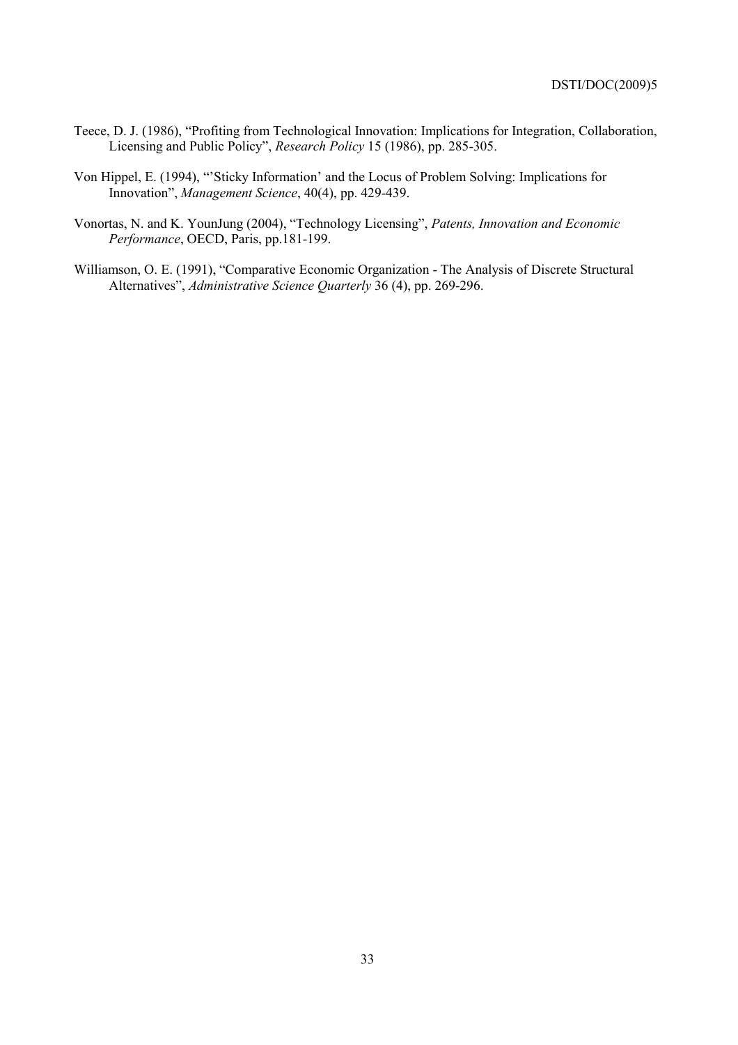Teece, D. J. (1986), "Profiting from Technological Innovation: Implications for Integration, Collaboration, Licensing and Public Policy", *Research Policy* 15 (1986), pp. 285-305.

Von Hippel, E. (1994), "'Sticky Information' and the Locus of Problem Solving: Implications for Innovation", *Management Science*, 40(4), pp. 429-439.

Vonortas, N. and K. YounJung (2004), "Technology Licensing", *Patents, Innovation and Economic Performance*, OECD, Paris, pp.181-199.

Williamson, O. E. (1991), "Comparative Economic Organization - The Analysis of Discrete Structural Alternatives", *Administrative Science Quarterly* 36 (4), pp. 269-296.